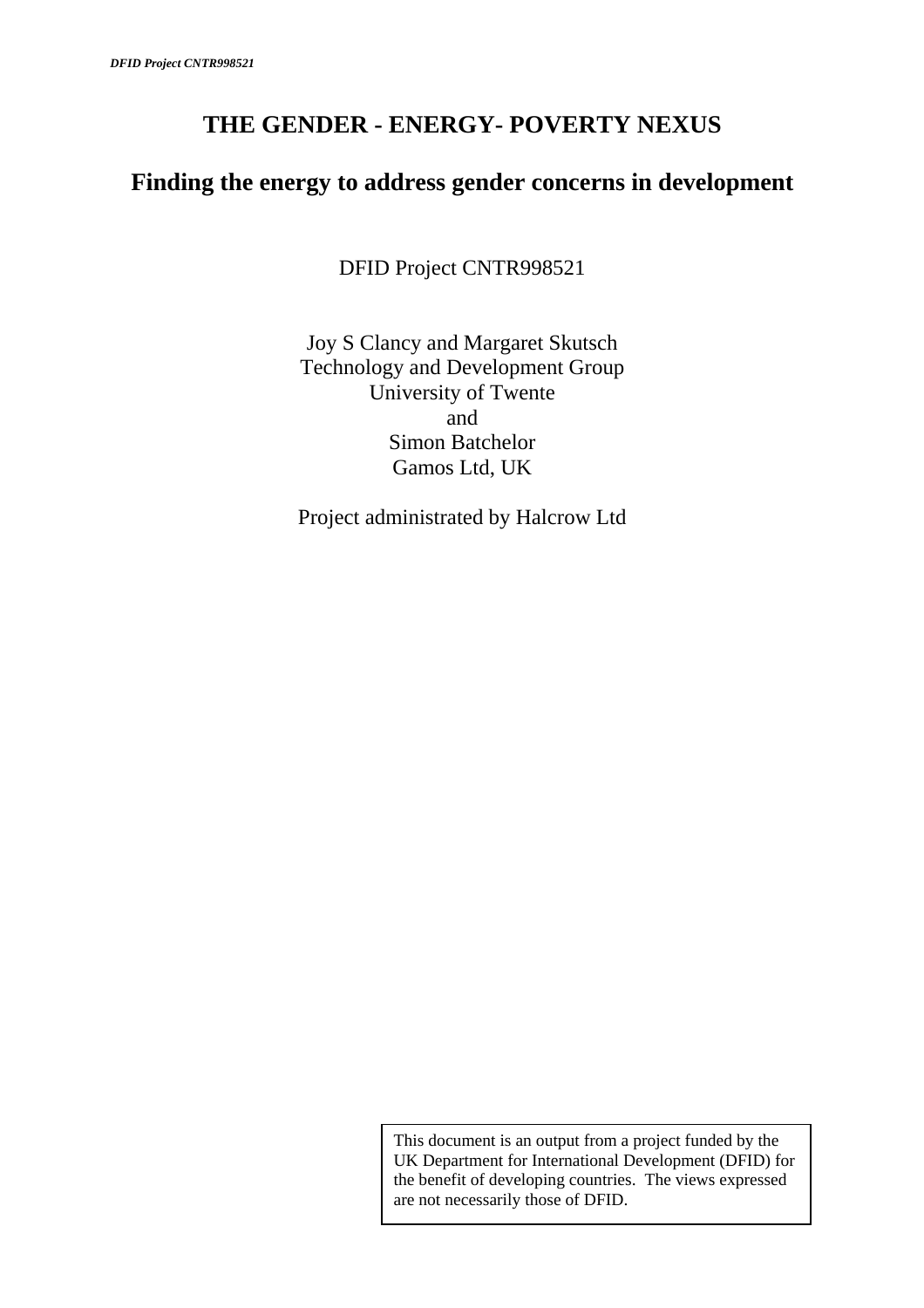# THE GENDER - ENERGY- POVERTY NEXUS

## Finding the energy to address gender concerns in development

DFID Project CNTR998521

Joy S Clancy and Margaret Skutsch
Technology and Development Group
University of Twente
and
Simon Batchelor
Gamos Ltd, UK

Project administrated by Halcrow Ltd

This document is an output from a project funded by the UK Department for International Development (DFID) for the benefit of developing countries. The views expressed are not necessarily those of DFID.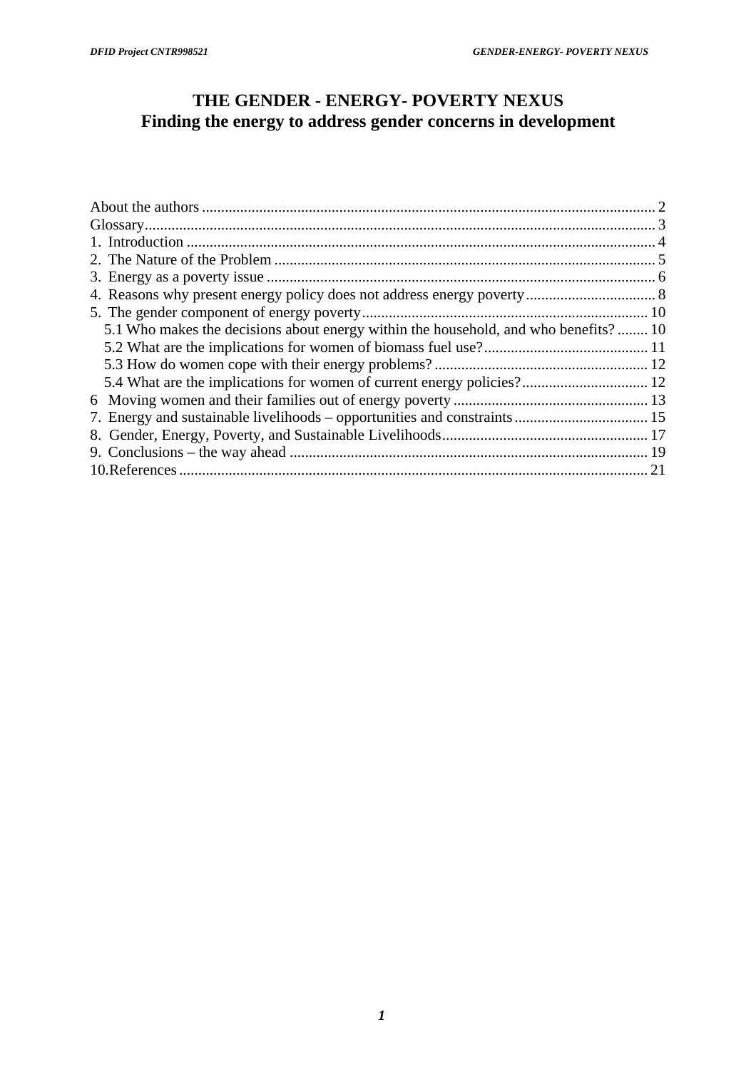# THE GENDER - ENERGY- POVERTY NEXUS
## Finding the energy to address gender concerns in development

About the authors ...................................................................................................................... 2
Glossary...................................................................................................................................... 3
1. Introduction ............................................................................................................................ 4
2. The Nature of the Problem ..................................................................................................... 5
3. Energy as a poverty issue ...................................................................................................... 6
4. Reasons why present energy policy does not address energy poverty .................................. 8
5. The gender component of energy poverty ........................................................................... 10
  5.1 Who makes the decisions about energy within the household, and who benefits? ........ 10
  5.2 What are the implications for women of biomass fuel use? ........................................... 11
  5.3 How do women cope with their energy problems? ........................................................ 12
  5.4 What are the implications for women of current energy policies? ................................. 12
6 Moving women and their families out of energy poverty ................................................... 13
7. Energy and sustainable livelihoods – opportunities and constraints ................................... 15
8. Gender, Energy, Poverty, and Sustainable Livelihoods ...................................................... 17
9. Conclusions – the way ahead .............................................................................................. 19
10.References ........................................................................................................................... 21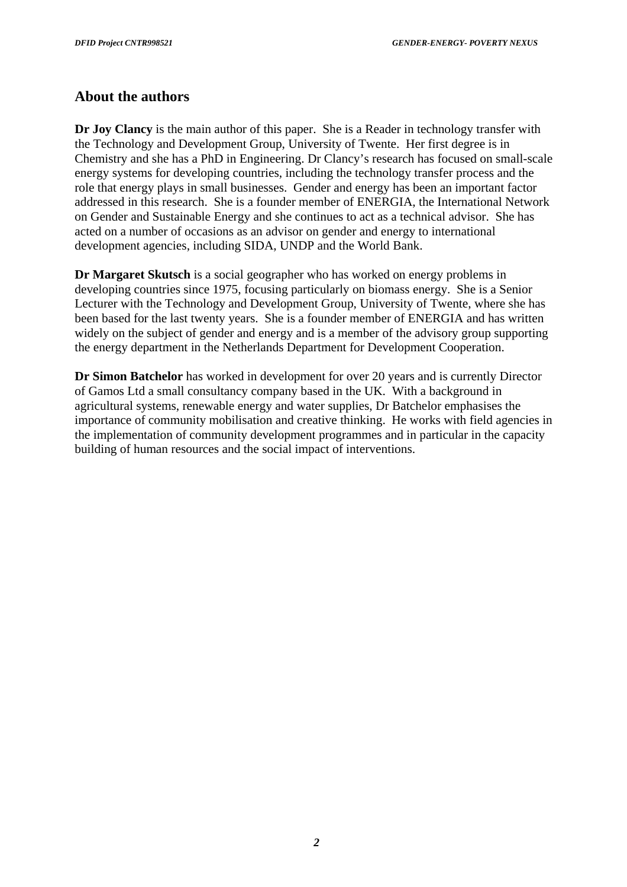## About the authors

**Dr Joy Clancy** is the main author of this paper. She is a Reader in technology transfer with the Technology and Development Group, University of Twente. Her first degree is in Chemistry and she has a PhD in Engineering. Dr Clancy's research has focused on small-scale energy systems for developing countries, including the technology transfer process and the role that energy plays in small businesses. Gender and energy has been an important factor addressed in this research. She is a founder member of ENERGIA, the International Network on Gender and Sustainable Energy and she continues to act as a technical advisor. She has acted on a number of occasions as an advisor on gender and energy to international development agencies, including SIDA, UNDP and the World Bank.

**Dr Margaret Skutsch** is a social geographer who has worked on energy problems in developing countries since 1975, focusing particularly on biomass energy. She is a Senior Lecturer with the Technology and Development Group, University of Twente, where she has been based for the last twenty years. She is a founder member of ENERGIA and has written widely on the subject of gender and energy and is a member of the advisory group supporting the energy department in the Netherlands Department for Development Cooperation.

**Dr Simon Batchelor** has worked in development for over 20 years and is currently Director of Gamos Ltd a small consultancy company based in the UK. With a background in agricultural systems, renewable energy and water supplies, Dr Batchelor emphasises the importance of community mobilisation and creative thinking. He works with field agencies in the implementation of community development programmes and in particular in the capacity building of human resources and the social impact of interventions.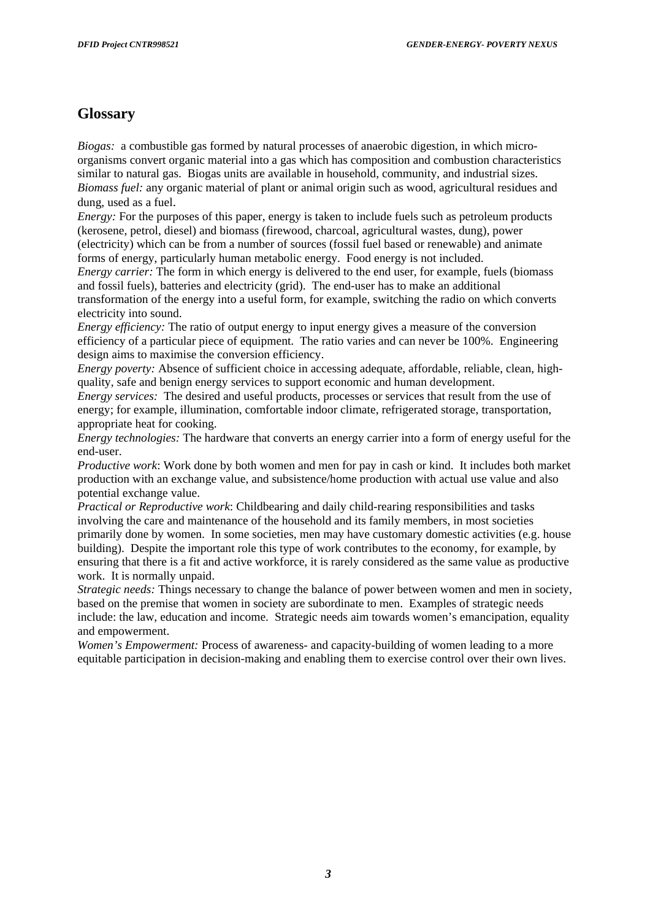## Glossary

*Biogas:* a combustible gas formed by natural processes of anaerobic digestion, in which micro-organisms convert organic material into a gas which has composition and combustion characteristics similar to natural gas. Biogas units are available in household, community, and industrial sizes.
*Biomass fuel:* any organic material of plant or animal origin such as wood, agricultural residues and dung, used as a fuel.
*Energy:* For the purposes of this paper, energy is taken to include fuels such as petroleum products (kerosene, petrol, diesel) and biomass (firewood, charcoal, agricultural wastes, dung), power (electricity) which can be from a number of sources (fossil fuel based or renewable) and animate forms of energy, particularly human metabolic energy. Food energy is not included.
*Energy carrier:* The form in which energy is delivered to the end user, for example, fuels (biomass and fossil fuels), batteries and electricity (grid). The end-user has to make an additional transformation of the energy into a useful form, for example, switching the radio on which converts electricity into sound.
*Energy efficiency:* The ratio of output energy to input energy gives a measure of the conversion efficiency of a particular piece of equipment. The ratio varies and can never be 100%. Engineering design aims to maximise the conversion efficiency.
*Energy poverty:* Absence of sufficient choice in accessing adequate, affordable, reliable, clean, high-quality, safe and benign energy services to support economic and human development.
*Energy services:* The desired and useful products, processes or services that result from the use of energy; for example, illumination, comfortable indoor climate, refrigerated storage, transportation, appropriate heat for cooking.
*Energy technologies:* The hardware that converts an energy carrier into a form of energy useful for the end-user.
*Productive work*: Work done by both women and men for pay in cash or kind. It includes both market production with an exchange value, and subsistence/home production with actual use value and also potential exchange value.
*Practical or Reproductive work*: Childbearing and daily child-rearing responsibilities and tasks involving the care and maintenance of the household and its family members, in most societies primarily done by women. In some societies, men may have customary domestic activities (e.g. house building). Despite the important role this type of work contributes to the economy, for example, by ensuring that there is a fit and active workforce, it is rarely considered as the same value as productive work. It is normally unpaid.
*Strategic needs:* Things necessary to change the balance of power between women and men in society, based on the premise that women in society are subordinate to men. Examples of strategic needs include: the law, education and income. Strategic needs aim towards women's emancipation, equality and empowerment.
*Women's Empowerment:* Process of awareness- and capacity-building of women leading to a more equitable participation in decision-making and enabling them to exercise control over their own lives.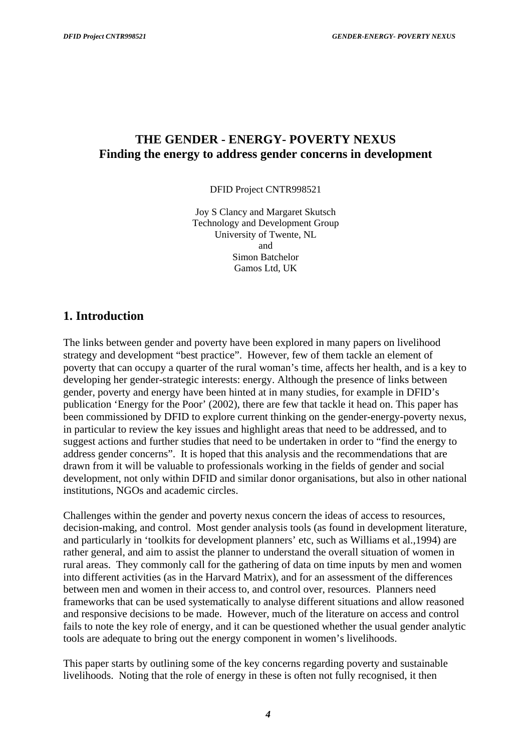# THE GENDER - ENERGY- POVERTY NEXUS
## Finding the energy to address gender concerns in development

DFID Project CNTR998521

Joy S Clancy and Margaret Skutsch
Technology and Development Group
University of Twente, NL
and
Simon Batchelor
Gamos Ltd, UK

## 1. Introduction

The links between gender and poverty have been explored in many papers on livelihood strategy and development "best practice". However, few of them tackle an element of poverty that can occupy a quarter of the rural woman's time, affects her health, and is a key to developing her gender-strategic interests: energy. Although the presence of links between gender, poverty and energy have been hinted at in many studies, for example in DFID's publication 'Energy for the Poor' (2002), there are few that tackle it head on. This paper has been commissioned by DFID to explore current thinking on the gender-energy-poverty nexus, in particular to review the key issues and highlight areas that need to be addressed, and to suggest actions and further studies that need to be undertaken in order to "find the energy to address gender concerns". It is hoped that this analysis and the recommendations that are drawn from it will be valuable to professionals working in the fields of gender and social development, not only within DFID and similar donor organisations, but also in other national institutions, NGOs and academic circles.

Challenges within the gender and poverty nexus concern the ideas of access to resources, decision-making, and control. Most gender analysis tools (as found in development literature, and particularly in 'toolkits for development planners' etc, such as Williams et al.,1994) are rather general, and aim to assist the planner to understand the overall situation of women in rural areas. They commonly call for the gathering of data on time inputs by men and women into different activities (as in the Harvard Matrix), and for an assessment of the differences between men and women in their access to, and control over, resources. Planners need frameworks that can be used systematically to analyse different situations and allow reasoned and responsive decisions to be made. However, much of the literature on access and control fails to note the key role of energy, and it can be questioned whether the usual gender analytic tools are adequate to bring out the energy component in women's livelihoods.

This paper starts by outlining some of the key concerns regarding poverty and sustainable livelihoods. Noting that the role of energy in these is often not fully recognised, it then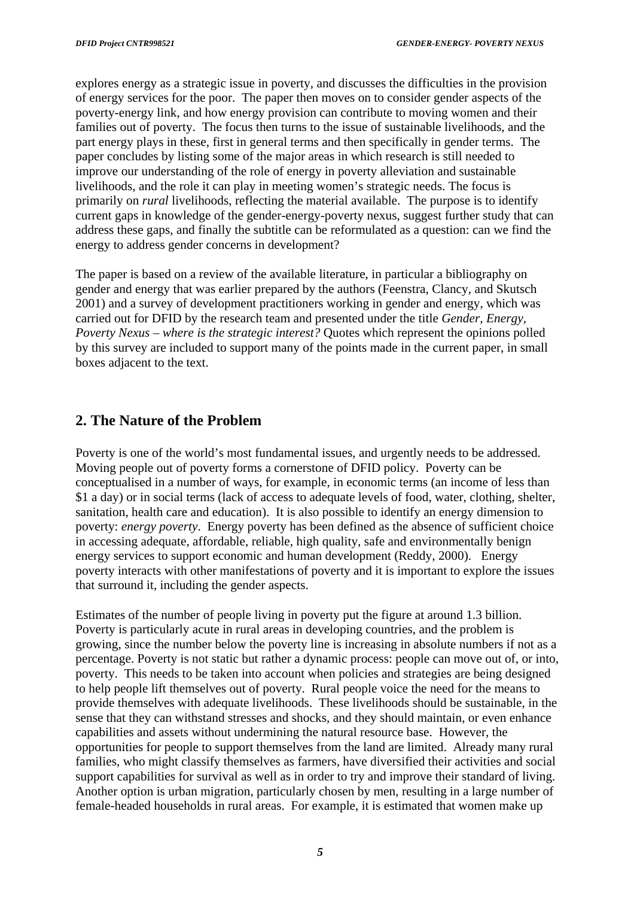explores energy as a strategic issue in poverty, and discusses the difficulties in the provision of energy services for the poor. The paper then moves on to consider gender aspects of the poverty-energy link, and how energy provision can contribute to moving women and their families out of poverty. The focus then turns to the issue of sustainable livelihoods, and the part energy plays in these, first in general terms and then specifically in gender terms. The paper concludes by listing some of the major areas in which research is still needed to improve our understanding of the role of energy in poverty alleviation and sustainable livelihoods, and the role it can play in meeting women's strategic needs. The focus is primarily on *rural* livelihoods, reflecting the material available. The purpose is to identify current gaps in knowledge of the gender-energy-poverty nexus, suggest further study that can address these gaps, and finally the subtitle can be reformulated as a question: can we find the energy to address gender concerns in development?

The paper is based on a review of the available literature, in particular a bibliography on gender and energy that was earlier prepared by the authors (Feenstra, Clancy, and Skutsch 2001) and a survey of development practitioners working in gender and energy, which was carried out for DFID by the research team and presented under the title *Gender, Energy, Poverty Nexus – where is the strategic interest?* Quotes which represent the opinions polled by this survey are included to support many of the points made in the current paper, in small boxes adjacent to the text.

## 2. The Nature of the Problem

Poverty is one of the world's most fundamental issues, and urgently needs to be addressed. Moving people out of poverty forms a cornerstone of DFID policy. Poverty can be conceptualised in a number of ways, for example, in economic terms (an income of less than $1 a day) or in social terms (lack of access to adequate levels of food, water, clothing, shelter, sanitation, health care and education). It is also possible to identify an energy dimension to poverty: *energy poverty*. Energy poverty has been defined as the absence of sufficient choice in accessing adequate, affordable, reliable, high quality, safe and environmentally benign energy services to support economic and human development (Reddy, 2000). Energy poverty interacts with other manifestations of poverty and it is important to explore the issues that surround it, including the gender aspects.

Estimates of the number of people living in poverty put the figure at around 1.3 billion. Poverty is particularly acute in rural areas in developing countries, and the problem is growing, since the number below the poverty line is increasing in absolute numbers if not as a percentage. Poverty is not static but rather a dynamic process: people can move out of, or into, poverty. This needs to be taken into account when policies and strategies are being designed to help people lift themselves out of poverty. Rural people voice the need for the means to provide themselves with adequate livelihoods. These livelihoods should be sustainable, in the sense that they can withstand stresses and shocks, and they should maintain, or even enhance capabilities and assets without undermining the natural resource base. However, the opportunities for people to support themselves from the land are limited. Already many rural families, who might classify themselves as farmers, have diversified their activities and social support capabilities for survival as well as in order to try and improve their standard of living. Another option is urban migration, particularly chosen by men, resulting in a large number of female-headed households in rural areas. For example, it is estimated that women make up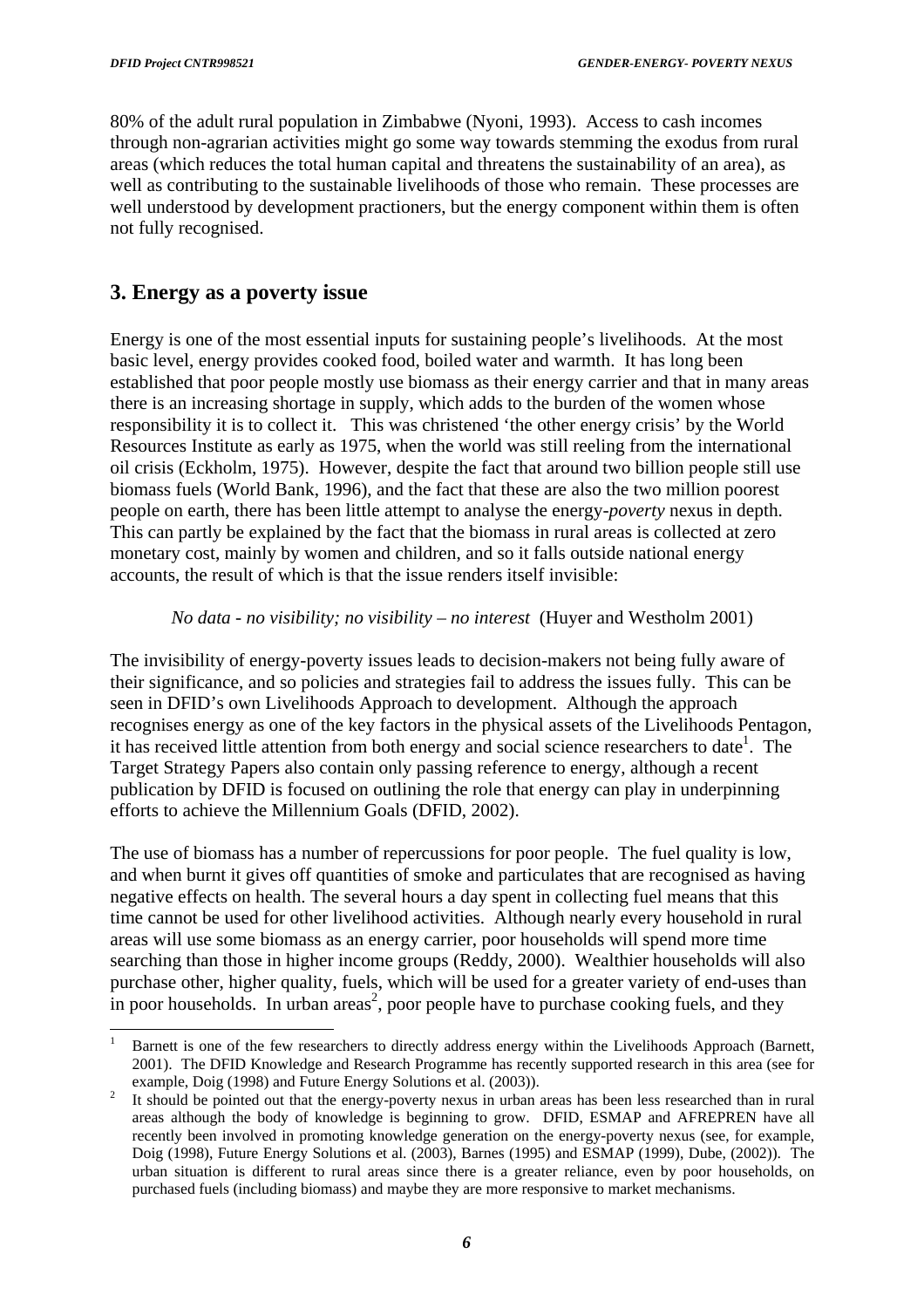80% of the adult rural population in Zimbabwe (Nyoni, 1993). Access to cash incomes through non-agrarian activities might go some way towards stemming the exodus from rural areas (which reduces the total human capital and threatens the sustainability of an area), as well as contributing to the sustainable livelihoods of those who remain. These processes are well understood by development practioners, but the energy component within them is often not fully recognised.

## 3. Energy as a poverty issue

Energy is one of the most essential inputs for sustaining people's livelihoods. At the most basic level, energy provides cooked food, boiled water and warmth. It has long been established that poor people mostly use biomass as their energy carrier and that in many areas there is an increasing shortage in supply, which adds to the burden of the women whose responsibility it is to collect it. This was christened 'the other energy crisis' by the World Resources Institute as early as 1975, when the world was still reeling from the international oil crisis (Eckholm, 1975). However, despite the fact that around two billion people still use biomass fuels (World Bank, 1996), and the fact that these are also the two million poorest people on earth, there has been little attempt to analyse the energy-*poverty* nexus in depth. This can partly be explained by the fact that the biomass in rural areas is collected at zero monetary cost, mainly by women and children, and so it falls outside national energy accounts, the result of which is that the issue renders itself invisible:

> *No data - no visibility; no visibility – no interest* (Huyer and Westholm 2001)

The invisibility of energy-poverty issues leads to decision-makers not being fully aware of their significance, and so policies and strategies fail to address the issues fully. This can be seen in DFID's own Livelihoods Approach to development. Although the approach recognises energy as one of the key factors in the physical assets of the Livelihoods Pentagon, it has received little attention from both energy and social science researchers to date[1]. The Target Strategy Papers also contain only passing reference to energy, although a recent publication by DFID is focused on outlining the role that energy can play in underpinning efforts to achieve the Millennium Goals (DFID, 2002).

The use of biomass has a number of repercussions for poor people. The fuel quality is low, and when burnt it gives off quantities of smoke and particulates that are recognised as having negative effects on health. The several hours a day spent in collecting fuel means that this time cannot be used for other livelihood activities. Although nearly every household in rural areas will use some biomass as an energy carrier, poor households will spend more time searching than those in higher income groups (Reddy, 2000). Wealthier households will also purchase other, higher quality, fuels, which will be used for a greater variety of end-uses than in poor households. In urban areas[2], poor people have to purchase cooking fuels, and they

---

[1] Barnett is one of the few researchers to directly address energy within the Livelihoods Approach (Barnett, 2001). The DFID Knowledge and Research Programme has recently supported research in this area (see for example, Doig (1998) and Future Energy Solutions et al. (2003)).

[2] It should be pointed out that the energy-poverty nexus in urban areas has been less researched than in rural areas although the body of knowledge is beginning to grow. DFID, ESMAP and AFREPREN have all recently been involved in promoting knowledge generation on the energy-poverty nexus (see, for example, Doig (1998), Future Energy Solutions et al. (2003), Barnes (1995) and ESMAP (1999), Dube, (2002)). The urban situation is different to rural areas since there is a greater reliance, even by poor households, on purchased fuels (including biomass) and maybe they are more responsive to market mechanisms.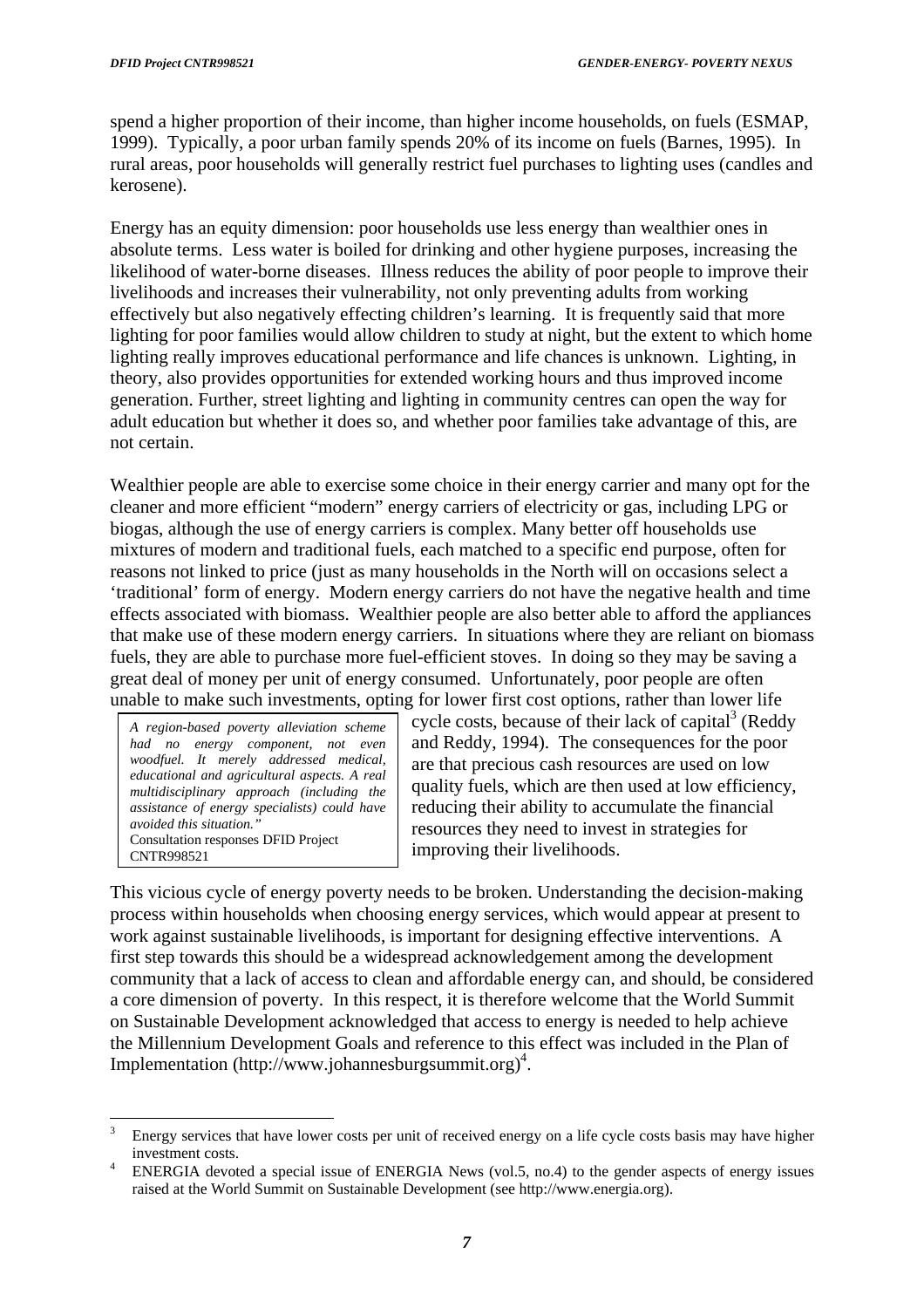spend a higher proportion of their income, than higher income households, on fuels (ESMAP, 1999). Typically, a poor urban family spends 20% of its income on fuels (Barnes, 1995). In rural areas, poor households will generally restrict fuel purchases to lighting uses (candles and kerosene).

Energy has an equity dimension: poor households use less energy than wealthier ones in absolute terms. Less water is boiled for drinking and other hygiene purposes, increasing the likelihood of water-borne diseases. Illness reduces the ability of poor people to improve their livelihoods and increases their vulnerability, not only preventing adults from working effectively but also negatively effecting children's learning. It is frequently said that more lighting for poor families would allow children to study at night, but the extent to which home lighting really improves educational performance and life chances is unknown. Lighting, in theory, also provides opportunities for extended working hours and thus improved income generation. Further, street lighting and lighting in community centres can open the way for adult education but whether it does so, and whether poor families take advantage of this, are not certain.

Wealthier people are able to exercise some choice in their energy carrier and many opt for the cleaner and more efficient "modern" energy carriers of electricity or gas, including LPG or biogas, although the use of energy carriers is complex. Many better off households use mixtures of modern and traditional fuels, each matched to a specific end purpose, often for reasons not linked to price (just as many households in the North will on occasions select a 'traditional' form of energy. Modern energy carriers do not have the negative health and time effects associated with biomass. Wealthier people are also better able to afford the appliances that make use of these modern energy carriers. In situations where they are reliant on biomass fuels, they are able to purchase more fuel-efficient stoves. In doing so they may be saving a great deal of money per unit of energy consumed. Unfortunately, poor people are often unable to make such investments, opting for lower first cost options, rather than lower life cycle costs, because of their lack of capital[3] (Reddy and Reddy, 1994). The consequences for the poor are that precious cash resources are used on low quality fuels, which are then used at low efficiency, reducing their ability to accumulate the financial resources they need to invest in strategies for improving their livelihoods.

> *A region-based poverty alleviation scheme had no energy component, not even woodfuel. It merely addressed medical, educational and agricultural aspects. A real multidisciplinary approach (including the assistance of energy specialists) could have avoided this situation."*
> Consultation responses DFID Project CNTR998521

This vicious cycle of energy poverty needs to be broken. Understanding the decision-making process within households when choosing energy services, which would appear at present to work against sustainable livelihoods, is important for designing effective interventions. A first step towards this should be a widespread acknowledgement among the development community that a lack of access to clean and affordable energy can, and should, be considered a core dimension of poverty. In this respect, it is therefore welcome that the World Summit on Sustainable Development acknowledged that access to energy is needed to help achieve the Millennium Development Goals and reference to this effect was included in the Plan of Implementation (http://www.johannesburgsummit.org)[4].

---

[3] Energy services that have lower costs per unit of received energy on a life cycle costs basis may have higher investment costs.

[4] ENERGIA devoted a special issue of ENERGIA News (vol.5, no.4) to the gender aspects of energy issues raised at the World Summit on Sustainable Development (see http://www.energia.org).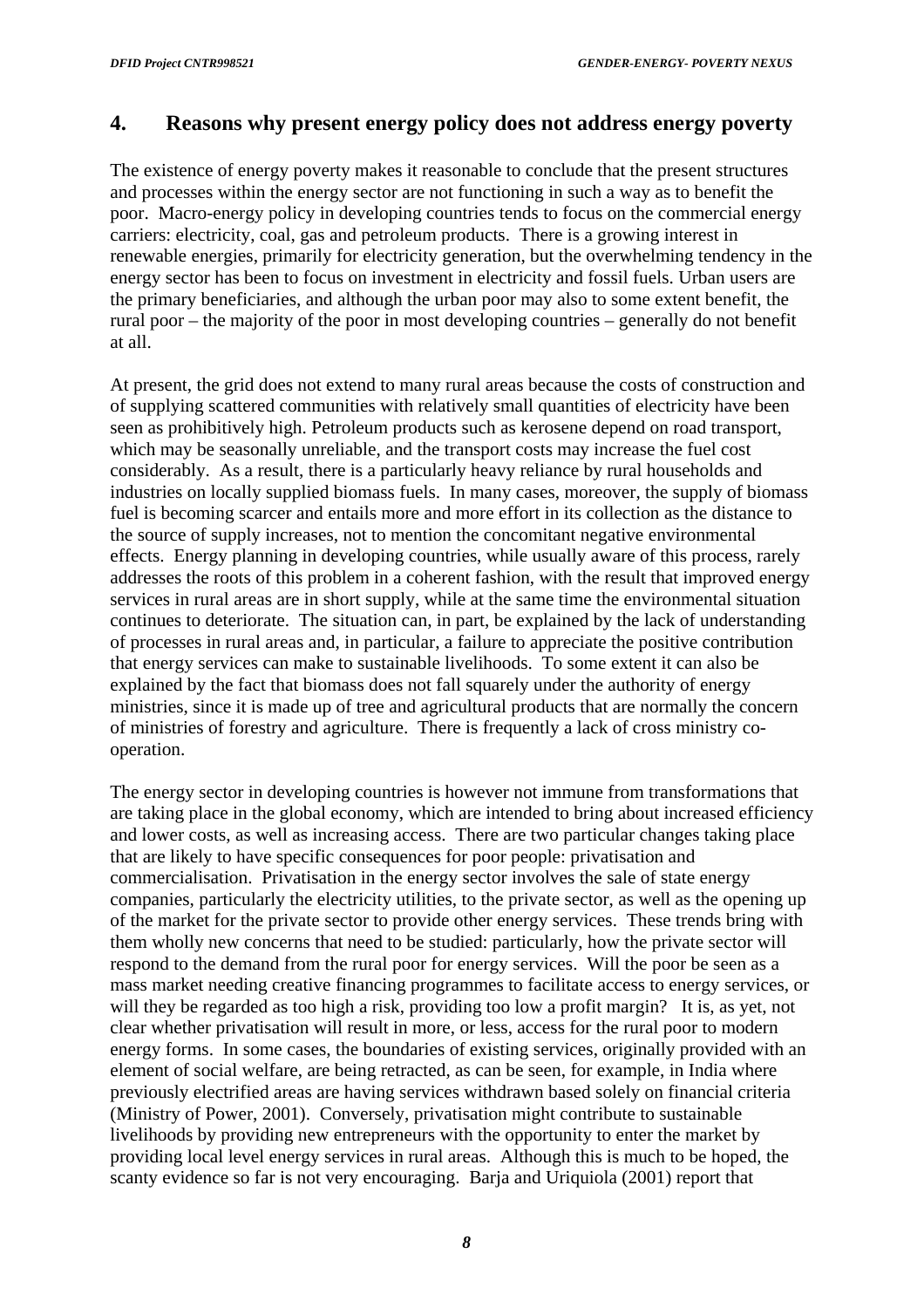## 4. Reasons why present energy policy does not address energy poverty

The existence of energy poverty makes it reasonable to conclude that the present structures and processes within the energy sector are not functioning in such a way as to benefit the poor. Macro-energy policy in developing countries tends to focus on the commercial energy carriers: electricity, coal, gas and petroleum products. There is a growing interest in renewable energies, primarily for electricity generation, but the overwhelming tendency in the energy sector has been to focus on investment in electricity and fossil fuels. Urban users are the primary beneficiaries, and although the urban poor may also to some extent benefit, the rural poor – the majority of the poor in most developing countries – generally do not benefit at all.

At present, the grid does not extend to many rural areas because the costs of construction and of supplying scattered communities with relatively small quantities of electricity have been seen as prohibitively high. Petroleum products such as kerosene depend on road transport, which may be seasonally unreliable, and the transport costs may increase the fuel cost considerably. As a result, there is a particularly heavy reliance by rural households and industries on locally supplied biomass fuels. In many cases, moreover, the supply of biomass fuel is becoming scarcer and entails more and more effort in its collection as the distance to the source of supply increases, not to mention the concomitant negative environmental effects. Energy planning in developing countries, while usually aware of this process, rarely addresses the roots of this problem in a coherent fashion, with the result that improved energy services in rural areas are in short supply, while at the same time the environmental situation continues to deteriorate. The situation can, in part, be explained by the lack of understanding of processes in rural areas and, in particular, a failure to appreciate the positive contribution that energy services can make to sustainable livelihoods. To some extent it can also be explained by the fact that biomass does not fall squarely under the authority of energy ministries, since it is made up of tree and agricultural products that are normally the concern of ministries of forestry and agriculture. There is frequently a lack of cross ministry co-operation.

The energy sector in developing countries is however not immune from transformations that are taking place in the global economy, which are intended to bring about increased efficiency and lower costs, as well as increasing access. There are two particular changes taking place that are likely to have specific consequences for poor people: privatisation and commercialisation. Privatisation in the energy sector involves the sale of state energy companies, particularly the electricity utilities, to the private sector, as well as the opening up of the market for the private sector to provide other energy services. These trends bring with them wholly new concerns that need to be studied: particularly, how the private sector will respond to the demand from the rural poor for energy services. Will the poor be seen as a mass market needing creative financing programmes to facilitate access to energy services, or will they be regarded as too high a risk, providing too low a profit margin? It is, as yet, not clear whether privatisation will result in more, or less, access for the rural poor to modern energy forms. In some cases, the boundaries of existing services, originally provided with an element of social welfare, are being retracted, as can be seen, for example, in India where previously electrified areas are having services withdrawn based solely on financial criteria (Ministry of Power, 2001). Conversely, privatisation might contribute to sustainable livelihoods by providing new entrepreneurs with the opportunity to enter the market by providing local level energy services in rural areas. Although this is much to be hoped, the scanty evidence so far is not very encouraging. Barja and Uriquiola (2001) report that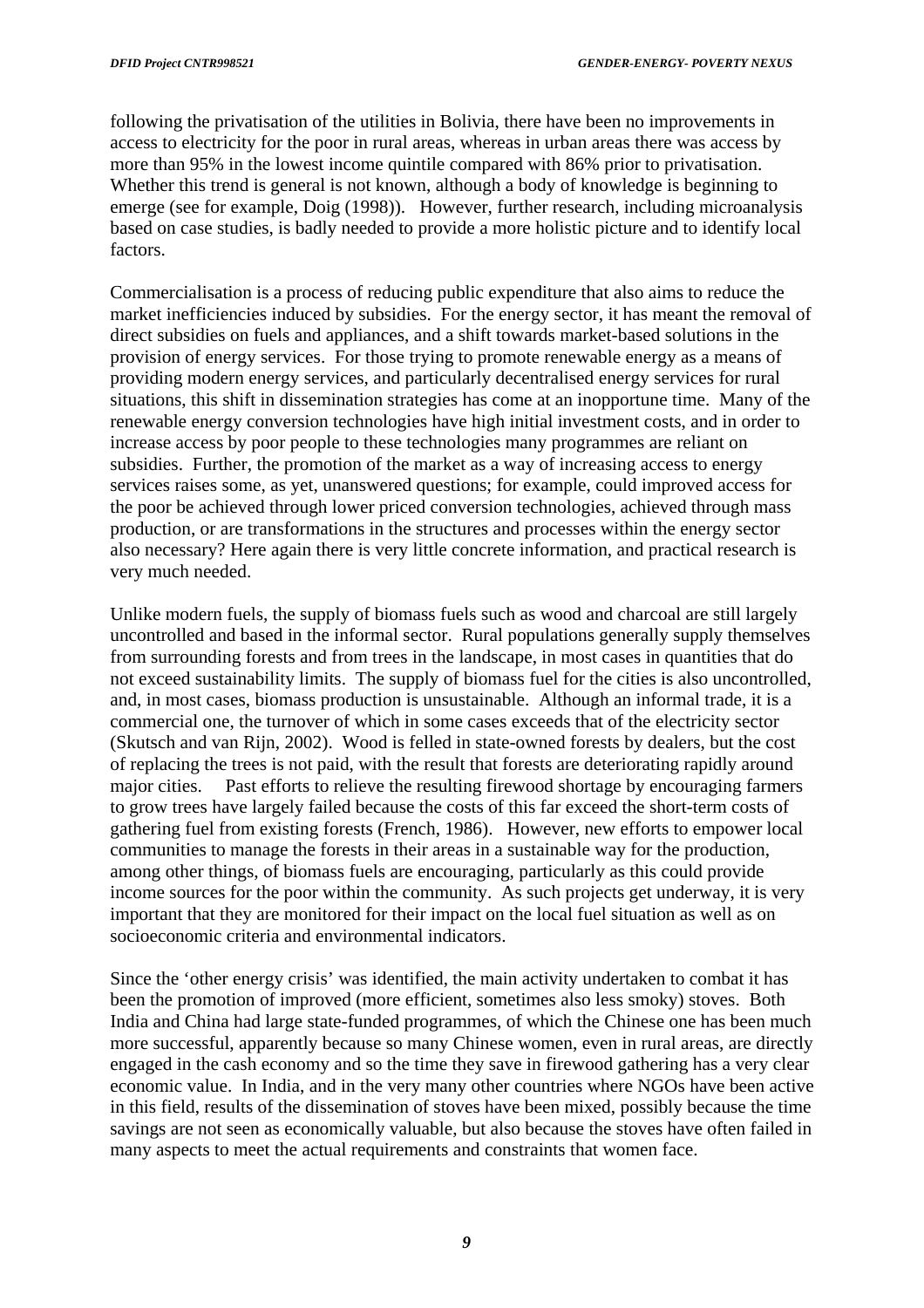following the privatisation of the utilities in Bolivia, there have been no improvements in access to electricity for the poor in rural areas, whereas in urban areas there was access by more than 95% in the lowest income quintile compared with 86% prior to privatisation. Whether this trend is general is not known, although a body of knowledge is beginning to emerge (see for example, Doig (1998)). However, further research, including microanalysis based on case studies, is badly needed to provide a more holistic picture and to identify local factors.

Commercialisation is a process of reducing public expenditure that also aims to reduce the market inefficiencies induced by subsidies. For the energy sector, it has meant the removal of direct subsidies on fuels and appliances, and a shift towards market-based solutions in the provision of energy services. For those trying to promote renewable energy as a means of providing modern energy services, and particularly decentralised energy services for rural situations, this shift in dissemination strategies has come at an inopportune time. Many of the renewable energy conversion technologies have high initial investment costs, and in order to increase access by poor people to these technologies many programmes are reliant on subsidies. Further, the promotion of the market as a way of increasing access to energy services raises some, as yet, unanswered questions; for example, could improved access for the poor be achieved through lower priced conversion technologies, achieved through mass production, or are transformations in the structures and processes within the energy sector also necessary? Here again there is very little concrete information, and practical research is very much needed.

Unlike modern fuels, the supply of biomass fuels such as wood and charcoal are still largely uncontrolled and based in the informal sector. Rural populations generally supply themselves from surrounding forests and from trees in the landscape, in most cases in quantities that do not exceed sustainability limits. The supply of biomass fuel for the cities is also uncontrolled, and, in most cases, biomass production is unsustainable. Although an informal trade, it is a commercial one, the turnover of which in some cases exceeds that of the electricity sector (Skutsch and van Rijn, 2002). Wood is felled in state-owned forests by dealers, but the cost of replacing the trees is not paid, with the result that forests are deteriorating rapidly around major cities. Past efforts to relieve the resulting firewood shortage by encouraging farmers to grow trees have largely failed because the costs of this far exceed the short-term costs of gathering fuel from existing forests (French, 1986). However, new efforts to empower local communities to manage the forests in their areas in a sustainable way for the production, among other things, of biomass fuels are encouraging, particularly as this could provide income sources for the poor within the community. As such projects get underway, it is very important that they are monitored for their impact on the local fuel situation as well as on socioeconomic criteria and environmental indicators.

Since the 'other energy crisis' was identified, the main activity undertaken to combat it has been the promotion of improved (more efficient, sometimes also less smoky) stoves. Both India and China had large state-funded programmes, of which the Chinese one has been much more successful, apparently because so many Chinese women, even in rural areas, are directly engaged in the cash economy and so the time they save in firewood gathering has a very clear economic value. In India, and in the very many other countries where NGOs have been active in this field, results of the dissemination of stoves have been mixed, possibly because the time savings are not seen as economically valuable, but also because the stoves have often failed in many aspects to meet the actual requirements and constraints that women face.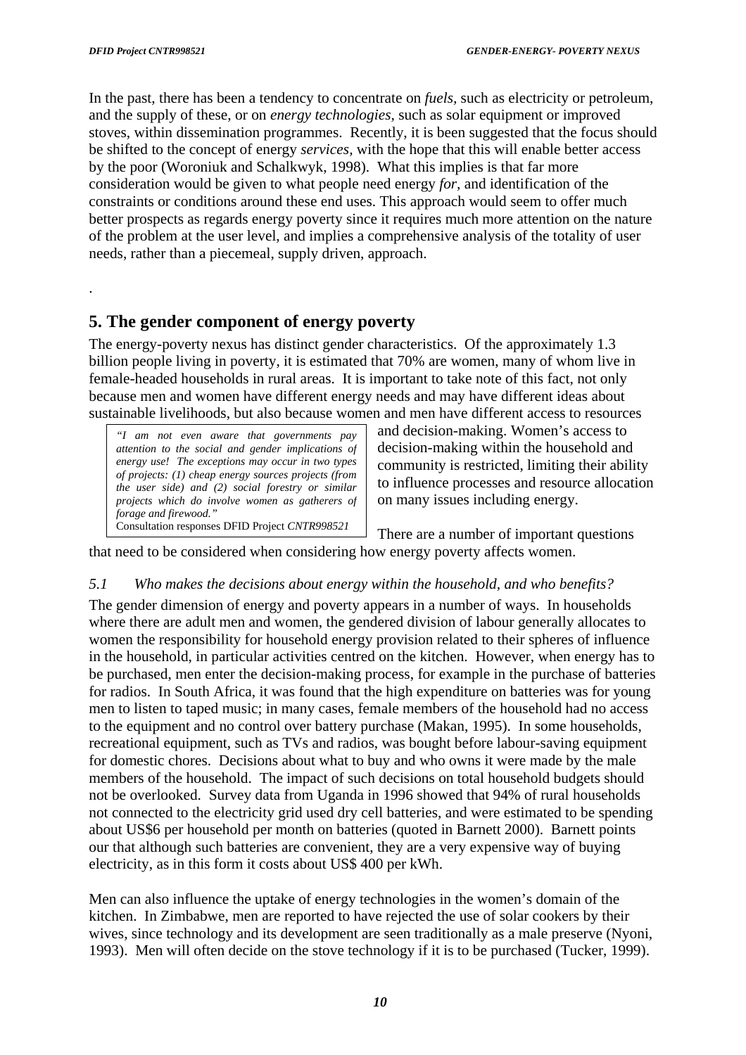In the past, there has been a tendency to concentrate on *fuels,* such as electricity or petroleum, and the supply of these, or on *energy technologies*, such as solar equipment or improved stoves, within dissemination programmes. Recently, it is been suggested that the focus should be shifted to the concept of energy *services*, with the hope that this will enable better access by the poor (Woroniuk and Schalkwyk, 1998). What this implies is that far more consideration would be given to what people need energy *for,* and identification of the constraints or conditions around these end uses. This approach would seem to offer much better prospects as regards energy poverty since it requires much more attention on the nature of the problem at the user level, and implies a comprehensive analysis of the totality of user needs, rather than a piecemeal, supply driven, approach.

.

## 5. The gender component of energy poverty

The energy-poverty nexus has distinct gender characteristics. Of the approximately 1.3 billion people living in poverty, it is estimated that 70% are women, many of whom live in female-headed households in rural areas. It is important to take note of this fact, not only because men and women have different energy needs and may have different ideas about sustainable livelihoods, but also because women and men have different access to resources and decision-making. Women's access to decision-making within the household and community is restricted, limiting their ability to influence processes and resource allocation on many issues including energy.

> *"I am not even aware that governments pay attention to the social and gender implications of energy use! The exceptions may occur in two types of projects: (1) cheap energy sources projects (from the user side) and (2) social forestry or similar projects which do involve women as gatherers of forage and firewood."*
> Consultation responses DFID Project *CNTR998521*

There are a number of important questions that need to be considered when considering how energy poverty affects women.

### *5.1 Who makes the decisions about energy within the household, and who benefits?*

The gender dimension of energy and poverty appears in a number of ways. In households where there are adult men and women, the gendered division of labour generally allocates to women the responsibility for household energy provision related to their spheres of influence in the household, in particular activities centred on the kitchen. However, when energy has to be purchased, men enter the decision-making process, for example in the purchase of batteries for radios. In South Africa, it was found that the high expenditure on batteries was for young men to listen to taped music; in many cases, female members of the household had no access to the equipment and no control over battery purchase (Makan, 1995). In some households, recreational equipment, such as TVs and radios, was bought before labour-saving equipment for domestic chores. Decisions about what to buy and who owns it were made by the male members of the household. The impact of such decisions on total household budgets should not be overlooked. Survey data from Uganda in 1996 showed that 94% of rural households not connected to the electricity grid used dry cell batteries, and were estimated to be spending about US$6 per household per month on batteries (quoted in Barnett 2000). Barnett points our that although such batteries are convenient, they are a very expensive way of buying electricity, as in this form it costs about US$ 400 per kWh.

Men can also influence the uptake of energy technologies in the women's domain of the kitchen. In Zimbabwe, men are reported to have rejected the use of solar cookers by their wives, since technology and its development are seen traditionally as a male preserve (Nyoni, 1993). Men will often decide on the stove technology if it is to be purchased (Tucker, 1999).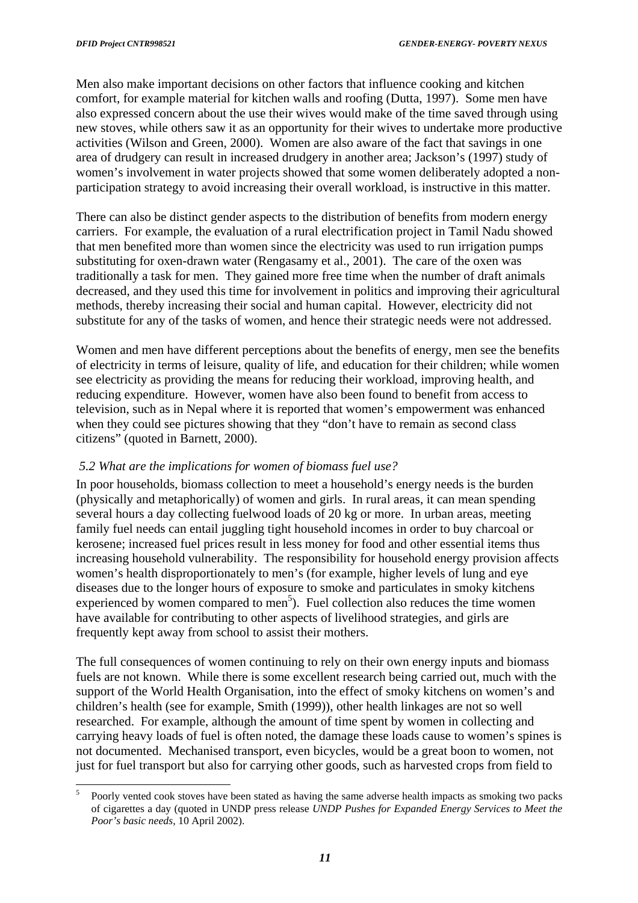Men also make important decisions on other factors that influence cooking and kitchen comfort, for example material for kitchen walls and roofing (Dutta, 1997). Some men have also expressed concern about the use their wives would make of the time saved through using new stoves, while others saw it as an opportunity for their wives to undertake more productive activities (Wilson and Green, 2000). Women are also aware of the fact that savings in one area of drudgery can result in increased drudgery in another area; Jackson's (1997) study of women's involvement in water projects showed that some women deliberately adopted a non-participation strategy to avoid increasing their overall workload, is instructive in this matter.

There can also be distinct gender aspects to the distribution of benefits from modern energy carriers. For example, the evaluation of a rural electrification project in Tamil Nadu showed that men benefited more than women since the electricity was used to run irrigation pumps substituting for oxen-drawn water (Rengasamy et al., 2001). The care of the oxen was traditionally a task for men. They gained more free time when the number of draft animals decreased, and they used this time for involvement in politics and improving their agricultural methods, thereby increasing their social and human capital. However, electricity did not substitute for any of the tasks of women, and hence their strategic needs were not addressed.

Women and men have different perceptions about the benefits of energy, men see the benefits of electricity in terms of leisure, quality of life, and education for their children; while women see electricity as providing the means for reducing their workload, improving health, and reducing expenditure. However, women have also been found to benefit from access to television, such as in Nepal where it is reported that women's empowerment was enhanced when they could see pictures showing that they "don't have to remain as second class citizens" (quoted in Barnett, 2000).

### *5.2 What are the implications for women of biomass fuel use?*

In poor households, biomass collection to meet a household's energy needs is the burden (physically and metaphorically) of women and girls. In rural areas, it can mean spending several hours a day collecting fuelwood loads of 20 kg or more. In urban areas, meeting family fuel needs can entail juggling tight household incomes in order to buy charcoal or kerosene; increased fuel prices result in less money for food and other essential items thus increasing household vulnerability. The responsibility for household energy provision affects women's health disproportionately to men's (for example, higher levels of lung and eye diseases due to the longer hours of exposure to smoke and particulates in smoky kitchens experienced by women compared to men[5]). Fuel collection also reduces the time women have available for contributing to other aspects of livelihood strategies, and girls are frequently kept away from school to assist their mothers.

The full consequences of women continuing to rely on their own energy inputs and biomass fuels are not known. While there is some excellent research being carried out, much with the support of the World Health Organisation, into the effect of smoky kitchens on women's and children's health (see for example, Smith (1999)), other health linkages are not so well researched. For example, although the amount of time spent by women in collecting and carrying heavy loads of fuel is often noted, the damage these loads cause to women's spines is not documented. Mechanised transport, even bicycles, would be a great boon to women, not just for fuel transport but also for carrying other goods, such as harvested crops from field to

---

[5] Poorly vented cook stoves have been stated as having the same adverse health impacts as smoking two packs of cigarettes a day (quoted in UNDP press release *UNDP Pushes for Expanded Energy Services to Meet the Poor's basic needs,* 10 April 2002).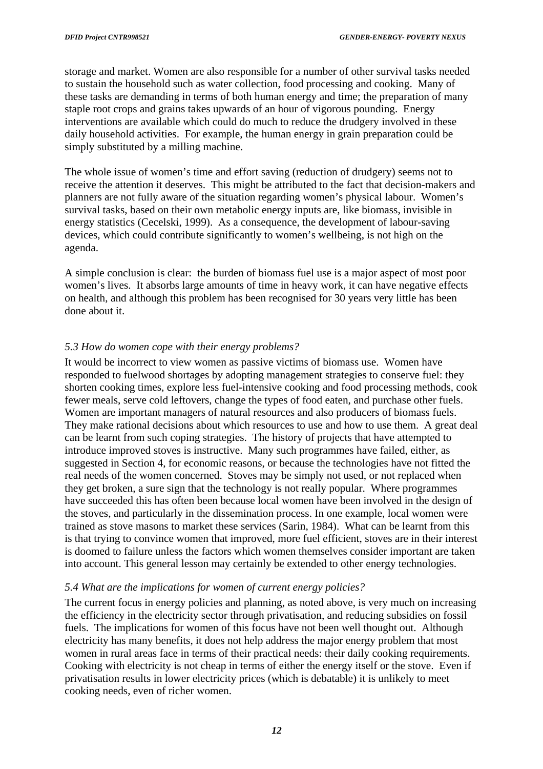storage and market. Women are also responsible for a number of other survival tasks needed to sustain the household such as water collection, food processing and cooking. Many of these tasks are demanding in terms of both human energy and time; the preparation of many staple root crops and grains takes upwards of an hour of vigorous pounding. Energy interventions are available which could do much to reduce the drudgery involved in these daily household activities. For example, the human energy in grain preparation could be simply substituted by a milling machine.

The whole issue of women's time and effort saving (reduction of drudgery) seems not to receive the attention it deserves. This might be attributed to the fact that decision-makers and planners are not fully aware of the situation regarding women's physical labour. Women's survival tasks, based on their own metabolic energy inputs are, like biomass, invisible in energy statistics (Cecelski, 1999). As a consequence, the development of labour-saving devices, which could contribute significantly to women's wellbeing, is not high on the agenda.

A simple conclusion is clear: the burden of biomass fuel use is a major aspect of most poor women's lives. It absorbs large amounts of time in heavy work, it can have negative effects on health, and although this problem has been recognised for 30 years very little has been done about it.

### *5.3 How do women cope with their energy problems?*

It would be incorrect to view women as passive victims of biomass use. Women have responded to fuelwood shortages by adopting management strategies to conserve fuel: they shorten cooking times, explore less fuel-intensive cooking and food processing methods, cook fewer meals, serve cold leftovers, change the types of food eaten, and purchase other fuels. Women are important managers of natural resources and also producers of biomass fuels. They make rational decisions about which resources to use and how to use them. A great deal can be learnt from such coping strategies. The history of projects that have attempted to introduce improved stoves is instructive. Many such programmes have failed, either, as suggested in Section 4, for economic reasons, or because the technologies have not fitted the real needs of the women concerned. Stoves may be simply not used, or not replaced when they get broken, a sure sign that the technology is not really popular. Where programmes have succeeded this has often been because local women have been involved in the design of the stoves, and particularly in the dissemination process. In one example, local women were trained as stove masons to market these services (Sarin, 1984). What can be learnt from this is that trying to convince women that improved, more fuel efficient, stoves are in their interest is doomed to failure unless the factors which women themselves consider important are taken into account. This general lesson may certainly be extended to other energy technologies.

### *5.4 What are the implications for women of current energy policies?*

The current focus in energy policies and planning, as noted above, is very much on increasing the efficiency in the electricity sector through privatisation, and reducing subsidies on fossil fuels. The implications for women of this focus have not been well thought out. Although electricity has many benefits, it does not help address the major energy problem that most women in rural areas face in terms of their practical needs: their daily cooking requirements. Cooking with electricity is not cheap in terms of either the energy itself or the stove. Even if privatisation results in lower electricity prices (which is debatable) it is unlikely to meet cooking needs, even of richer women.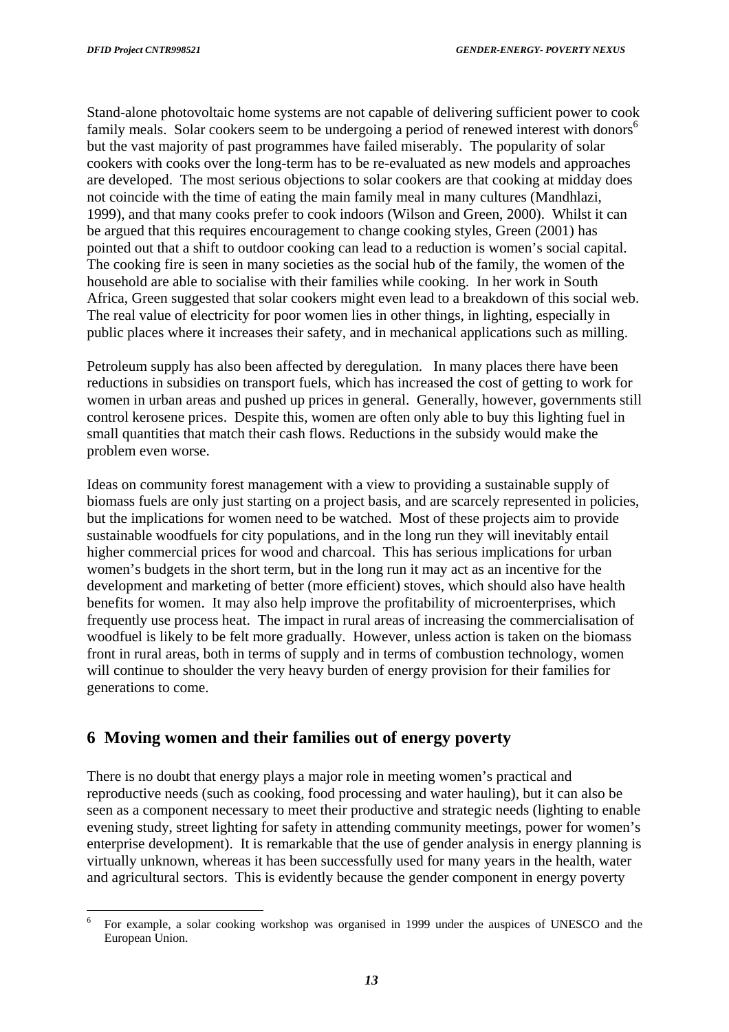Stand-alone photovoltaic home systems are not capable of delivering sufficient power to cook family meals. Solar cookers seem to be undergoing a period of renewed interest with donors[6] but the vast majority of past programmes have failed miserably. The popularity of solar cookers with cooks over the long-term has to be re-evaluated as new models and approaches are developed. The most serious objections to solar cookers are that cooking at midday does not coincide with the time of eating the main family meal in many cultures (Mandhlazi, 1999), and that many cooks prefer to cook indoors (Wilson and Green, 2000). Whilst it can be argued that this requires encouragement to change cooking styles, Green (2001) has pointed out that a shift to outdoor cooking can lead to a reduction is women's social capital. The cooking fire is seen in many societies as the social hub of the family, the women of the household are able to socialise with their families while cooking. In her work in South Africa, Green suggested that solar cookers might even lead to a breakdown of this social web. The real value of electricity for poor women lies in other things, in lighting, especially in public places where it increases their safety, and in mechanical applications such as milling.

Petroleum supply has also been affected by deregulation. In many places there have been reductions in subsidies on transport fuels, which has increased the cost of getting to work for women in urban areas and pushed up prices in general. Generally, however, governments still control kerosene prices. Despite this, women are often only able to buy this lighting fuel in small quantities that match their cash flows. Reductions in the subsidy would make the problem even worse.

Ideas on community forest management with a view to providing a sustainable supply of biomass fuels are only just starting on a project basis, and are scarcely represented in policies, but the implications for women need to be watched. Most of these projects aim to provide sustainable woodfuels for city populations, and in the long run they will inevitably entail higher commercial prices for wood and charcoal. This has serious implications for urban women's budgets in the short term, but in the long run it may act as an incentive for the development and marketing of better (more efficient) stoves, which should also have health benefits for women. It may also help improve the profitability of microenterprises, which frequently use process heat. The impact in rural areas of increasing the commercialisation of woodfuel is likely to be felt more gradually. However, unless action is taken on the biomass front in rural areas, both in terms of supply and in terms of combustion technology, women will continue to shoulder the very heavy burden of energy provision for their families for generations to come.

## 6 Moving women and their families out of energy poverty

There is no doubt that energy plays a major role in meeting women's practical and reproductive needs (such as cooking, food processing and water hauling), but it can also be seen as a component necessary to meet their productive and strategic needs (lighting to enable evening study, street lighting for safety in attending community meetings, power for women's enterprise development). It is remarkable that the use of gender analysis in energy planning is virtually unknown, whereas it has been successfully used for many years in the health, water and agricultural sectors. This is evidently because the gender component in energy poverty

---

[6] For example, a solar cooking workshop was organised in 1999 under the auspices of UNESCO and the European Union.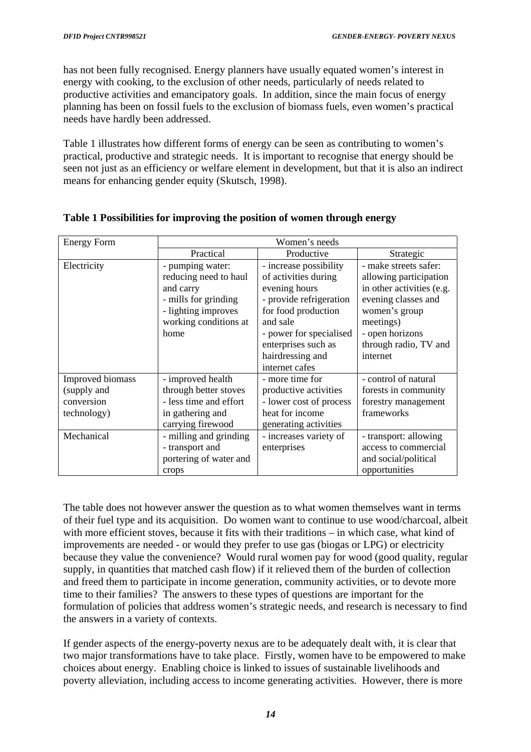has not been fully recognised. Energy planners have usually equated women's interest in energy with cooking, to the exclusion of other needs, particularly of needs related to productive activities and emancipatory goals. In addition, since the main focus of energy planning has been on fossil fuels to the exclusion of biomass fuels, even women's practical needs have hardly been addressed.

Table 1 illustrates how different forms of energy can be seen as contributing to women's practical, productive and strategic needs. It is important to recognise that energy should be seen not just as an efficiency or welfare element in development, but that it is also an indirect means for enhancing gender equity (Skutsch, 1998).

**Table 1 Possibilities for improving the position of women through energy**

| Energy Form | Women's needs | | |
|---|---|---|---|
| | Practical | Productive | Strategic |
| Electricity | - pumping water: reducing need to haul and carry<br>- mills for grinding<br>- lighting improves working conditions at home | - increase possibility of activities during evening hours<br>- provide refrigeration for food production and sale<br>- power for specialised enterprises such as hairdressing and internet cafes | - make streets safer: allowing participation in other activities (e.g. evening classes and women's group meetings)<br>- open horizons through radio, TV and internet |
| Improved biomass (supply and conversion technology) | - improved health through better stoves<br>- less time and effort in gathering and carrying firewood | - more time for productive activities<br>- lower cost of process heat for income generating activities | - control of natural forests in community forestry management frameworks |
| Mechanical | - milling and grinding<br>- transport and portering of water and crops | - increases variety of enterprises | - transport: allowing access to commercial and social/political opportunities |

The table does not however answer the question as to what women themselves want in terms of their fuel type and its acquisition. Do women want to continue to use wood/charcoal, albeit with more efficient stoves, because it fits with their traditions – in which case, what kind of improvements are needed - or would they prefer to use gas (biogas or LPG) or electricity because they value the convenience? Would rural women pay for wood (good quality, regular supply, in quantities that matched cash flow) if it relieved them of the burden of collection and freed them to participate in income generation, community activities, or to devote more time to their families? The answers to these types of questions are important for the formulation of policies that address women's strategic needs, and research is necessary to find the answers in a variety of contexts.

If gender aspects of the energy-poverty nexus are to be adequately dealt with, it is clear that two major transformations have to take place. Firstly, women have to be empowered to make choices about energy. Enabling choice is linked to issues of sustainable livelihoods and poverty alleviation, including access to income generating activities. However, there is more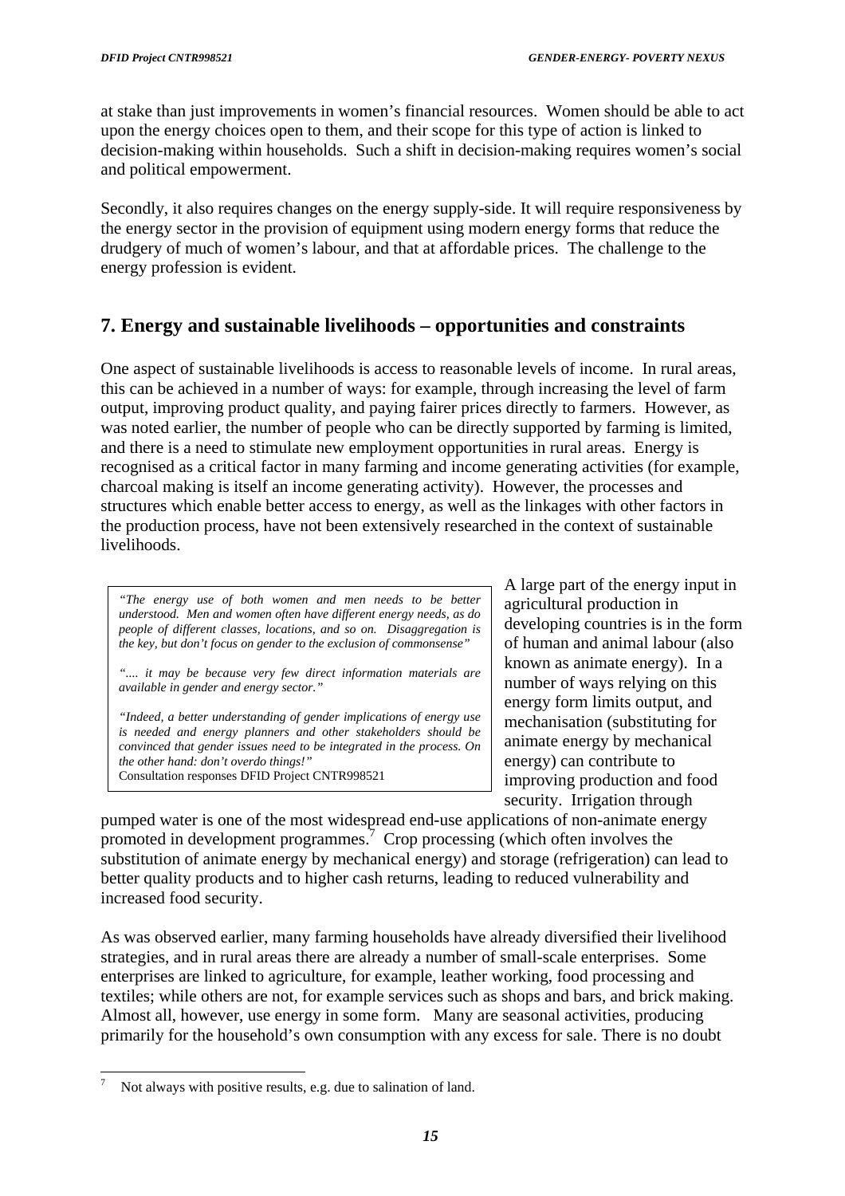at stake than just improvements in women's financial resources. Women should be able to act upon the energy choices open to them, and their scope for this type of action is linked to decision-making within households. Such a shift in decision-making requires women's social and political empowerment.

Secondly, it also requires changes on the energy supply-side. It will require responsiveness by the energy sector in the provision of equipment using modern energy forms that reduce the drudgery of much of women's labour, and that at affordable prices. The challenge to the energy profession is evident.

## 7. Energy and sustainable livelihoods – opportunities and constraints

One aspect of sustainable livelihoods is access to reasonable levels of income. In rural areas, this can be achieved in a number of ways: for example, through increasing the level of farm output, improving product quality, and paying fairer prices directly to farmers. However, as was noted earlier, the number of people who can be directly supported by farming is limited, and there is a need to stimulate new employment opportunities in rural areas. Energy is recognised as a critical factor in many farming and income generating activities (for example, charcoal making is itself an income generating activity). However, the processes and structures which enable better access to energy, as well as the linkages with other factors in the production process, have not been extensively researched in the context of sustainable livelihoods.

> *"The energy use of both women and men needs to be better understood. Men and women often have different energy needs, as do people of different classes, locations, and so on. Disaggregation is the key, but don't focus on gender to the exclusion of commonsense"*
>
> *".... it may be because very few direct information materials are available in gender and energy sector."*
>
> *"Indeed, a better understanding of gender implications of energy use is needed and energy planners and other stakeholders should be convinced that gender issues need to be integrated in the process. On the other hand: don't overdo things!"*
> Consultation responses DFID Project CNTR998521

A large part of the energy input in agricultural production in developing countries is in the form of human and animal labour (also known as animate energy). In a number of ways relying on this energy form limits output, and mechanisation (substituting for animate energy by mechanical energy) can contribute to improving production and food security. Irrigation through pumped water is one of the most widespread end-use applications of non-animate energy promoted in development programmes.[7] Crop processing (which often involves the substitution of animate energy by mechanical energy) and storage (refrigeration) can lead to better quality products and to higher cash returns, leading to reduced vulnerability and increased food security.

As was observed earlier, many farming households have already diversified their livelihood strategies, and in rural areas there are already a number of small-scale enterprises. Some enterprises are linked to agriculture, for example, leather working, food processing and textiles; while others are not, for example services such as shops and bars, and brick making. Almost all, however, use energy in some form. Many are seasonal activities, producing primarily for the household's own consumption with any excess for sale. There is no doubt

---

[7] Not always with positive results, e.g. due to salination of land.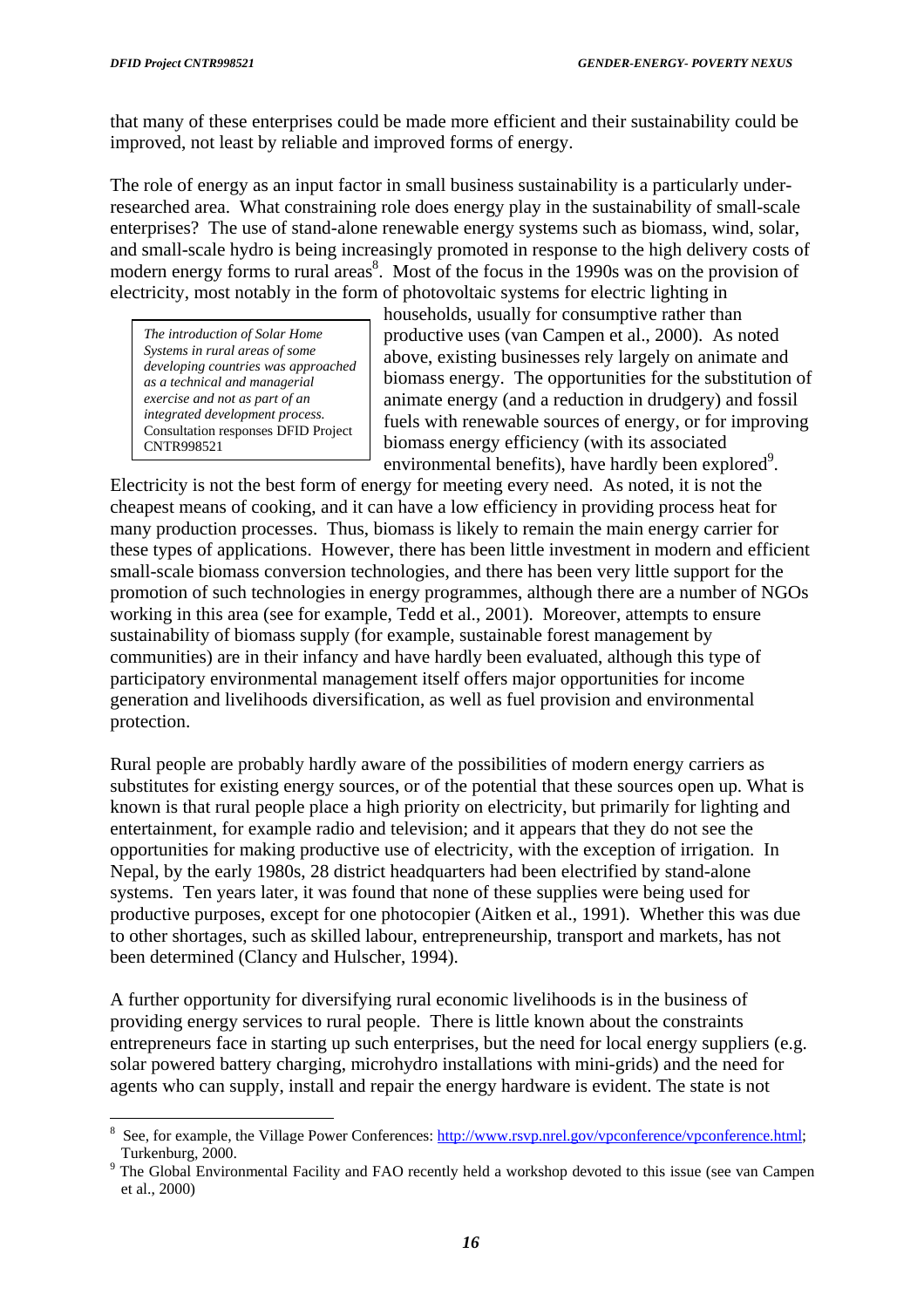that many of these enterprises could be made more efficient and their sustainability could be improved, not least by reliable and improved forms of energy.

The role of energy as an input factor in small business sustainability is a particularly under-researched area. What constraining role does energy play in the sustainability of small-scale enterprises? The use of stand-alone renewable energy systems such as biomass, wind, solar, and small-scale hydro is being increasingly promoted in response to the high delivery costs of modern energy forms to rural areas[8]. Most of the focus in the 1990s was on the provision of electricity, most notably in the form of photovoltaic systems for electric lighting in households, usually for consumptive rather than productive uses (van Campen et al., 2000). As noted above, existing businesses rely largely on animate and biomass energy. The opportunities for the substitution of animate energy (and a reduction in drudgery) and fossil fuels with renewable sources of energy, or for improving biomass energy efficiency (with its associated environmental benefits), have hardly been explored[9].

> *The introduction of Solar Home Systems in rural areas of some developing countries was approached as a technical and managerial exercise and not as part of an integrated development process.*
> Consultation responses DFID Project CNTR998521

Electricity is not the best form of energy for meeting every need. As noted, it is not the cheapest means of cooking, and it can have a low efficiency in providing process heat for many production processes. Thus, biomass is likely to remain the main energy carrier for these types of applications. However, there has been little investment in modern and efficient small-scale biomass conversion technologies, and there has been very little support for the promotion of such technologies in energy programmes, although there are a number of NGOs working in this area (see for example, Tedd et al., 2001). Moreover, attempts to ensure sustainability of biomass supply (for example, sustainable forest management by communities) are in their infancy and have hardly been evaluated, although this type of participatory environmental management itself offers major opportunities for income generation and livelihoods diversification, as well as fuel provision and environmental protection.

Rural people are probably hardly aware of the possibilities of modern energy carriers as substitutes for existing energy sources, or of the potential that these sources open up. What is known is that rural people place a high priority on electricity, but primarily for lighting and entertainment, for example radio and television; and it appears that they do not see the opportunities for making productive use of electricity, with the exception of irrigation. In Nepal, by the early 1980s, 28 district headquarters had been electrified by stand-alone systems. Ten years later, it was found that none of these supplies were being used for productive purposes, except for one photocopier (Aitken et al., 1991). Whether this was due to other shortages, such as skilled labour, entrepreneurship, transport and markets, has not been determined (Clancy and Hulscher, 1994).

A further opportunity for diversifying rural economic livelihoods is in the business of providing energy services to rural people. There is little known about the constraints entrepreneurs face in starting up such enterprises, but the need for local energy suppliers (e.g. solar powered battery charging, microhydro installations with mini-grids) and the need for agents who can supply, install and repair the energy hardware is evident. The state is not

---

[8] See, for example, the Village Power Conferences: http://www.rsvp.nrel.gov/vpconference/vpconference.html; Turkenburg, 2000.

[9] The Global Environmental Facility and FAO recently held a workshop devoted to this issue (see van Campen et al., 2000)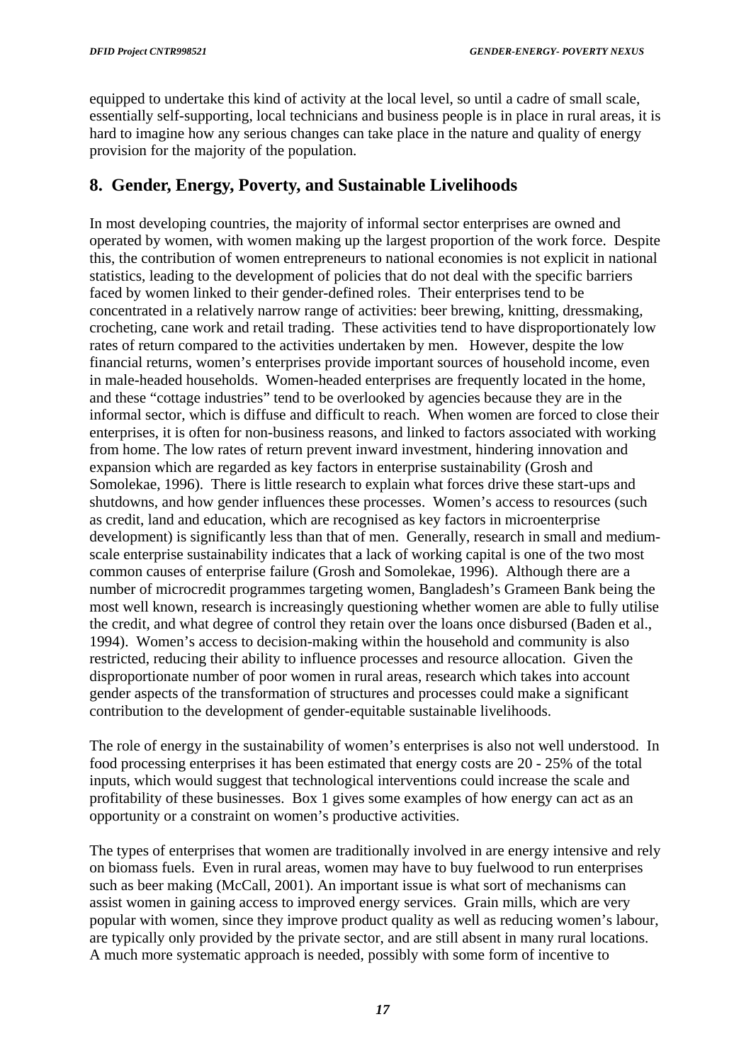equipped to undertake this kind of activity at the local level, so until a cadre of small scale, essentially self-supporting, local technicians and business people is in place in rural areas, it is hard to imagine how any serious changes can take place in the nature and quality of energy provision for the majority of the population.

## 8. Gender, Energy, Poverty, and Sustainable Livelihoods

In most developing countries, the majority of informal sector enterprises are owned and operated by women, with women making up the largest proportion of the work force. Despite this, the contribution of women entrepreneurs to national economies is not explicit in national statistics, leading to the development of policies that do not deal with the specific barriers faced by women linked to their gender-defined roles. Their enterprises tend to be concentrated in a relatively narrow range of activities: beer brewing, knitting, dressmaking, crocheting, cane work and retail trading. These activities tend to have disproportionately low rates of return compared to the activities undertaken by men. However, despite the low financial returns, women's enterprises provide important sources of household income, even in male-headed households. Women-headed enterprises are frequently located in the home, and these "cottage industries" tend to be overlooked by agencies because they are in the informal sector, which is diffuse and difficult to reach. When women are forced to close their enterprises, it is often for non-business reasons, and linked to factors associated with working from home. The low rates of return prevent inward investment, hindering innovation and expansion which are regarded as key factors in enterprise sustainability (Grosh and Somolekae, 1996). There is little research to explain what forces drive these start-ups and shutdowns, and how gender influences these processes. Women's access to resources (such as credit, land and education, which are recognised as key factors in microenterprise development) is significantly less than that of men. Generally, research in small and medium-scale enterprise sustainability indicates that a lack of working capital is one of the two most common causes of enterprise failure (Grosh and Somolekae, 1996). Although there are a number of microcredit programmes targeting women, Bangladesh's Grameen Bank being the most well known, research is increasingly questioning whether women are able to fully utilise the credit, and what degree of control they retain over the loans once disbursed (Baden et al., 1994). Women's access to decision-making within the household and community is also restricted, reducing their ability to influence processes and resource allocation. Given the disproportionate number of poor women in rural areas, research which takes into account gender aspects of the transformation of structures and processes could make a significant contribution to the development of gender-equitable sustainable livelihoods.

The role of energy in the sustainability of women's enterprises is also not well understood. In food processing enterprises it has been estimated that energy costs are 20 - 25% of the total inputs, which would suggest that technological interventions could increase the scale and profitability of these businesses. Box 1 gives some examples of how energy can act as an opportunity or a constraint on women's productive activities.

The types of enterprises that women are traditionally involved in are energy intensive and rely on biomass fuels. Even in rural areas, women may have to buy fuelwood to run enterprises such as beer making (McCall, 2001). An important issue is what sort of mechanisms can assist women in gaining access to improved energy services. Grain mills, which are very popular with women, since they improve product quality as well as reducing women's labour, are typically only provided by the private sector, and are still absent in many rural locations. A much more systematic approach is needed, possibly with some form of incentive to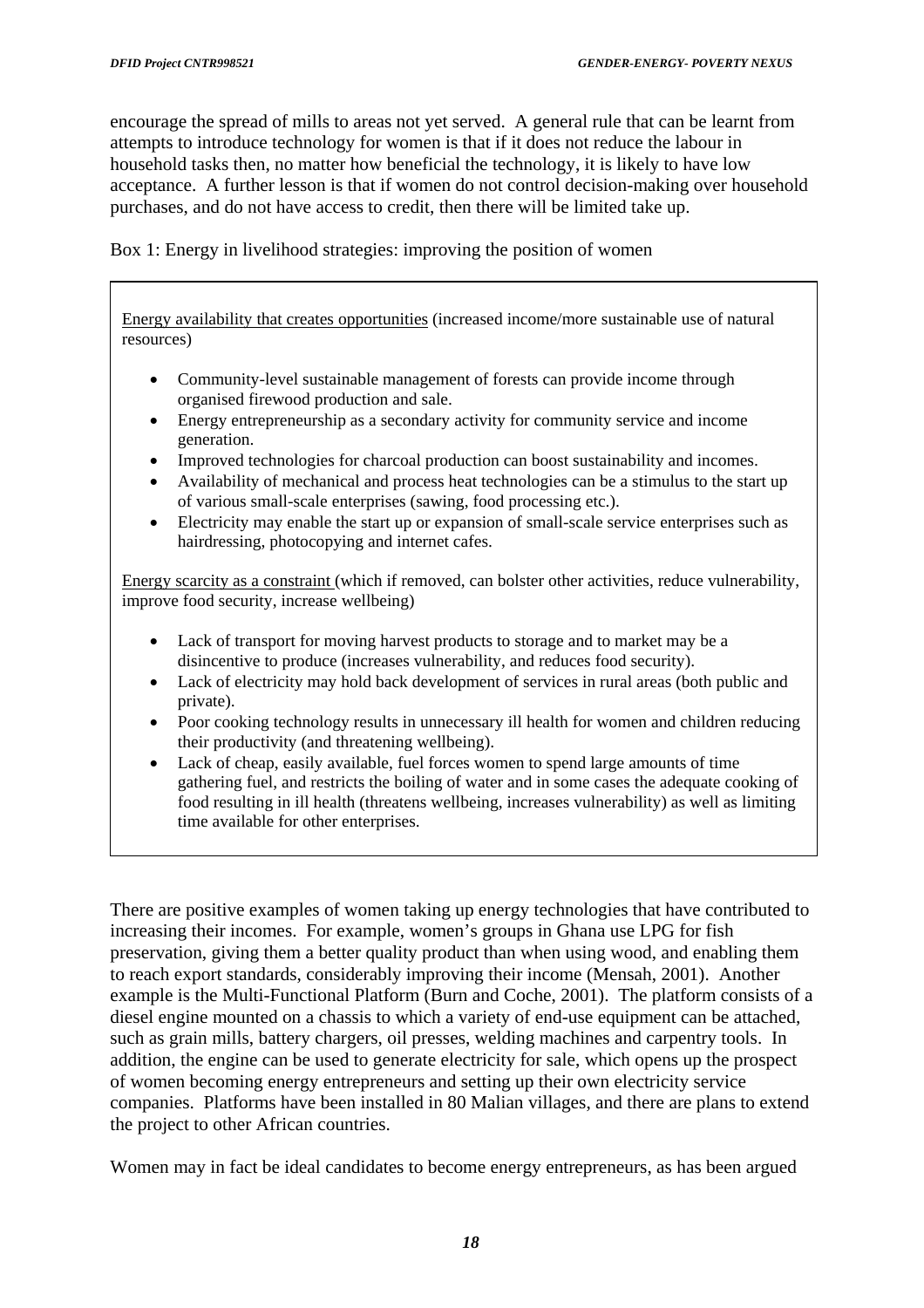encourage the spread of mills to areas not yet served. A general rule that can be learnt from attempts to introduce technology for women is that if it does not reduce the labour in household tasks then, no matter how beneficial the technology, it is likely to have low acceptance. A further lesson is that if women do not control decision-making over household purchases, and do not have access to credit, then there will be limited take up.

Box 1: Energy in livelihood strategies: improving the position of women

<u>Energy availability that creates opportunities</u> (increased income/more sustainable use of natural resources)

- Community-level sustainable management of forests can provide income through organised firewood production and sale.
- Energy entrepreneurship as a secondary activity for community service and income generation.
- Improved technologies for charcoal production can boost sustainability and incomes.
- Availability of mechanical and process heat technologies can be a stimulus to the start up of various small-scale enterprises (sawing, food processing etc.).
- Electricity may enable the start up or expansion of small-scale service enterprises such as hairdressing, photocopying and internet cafes.

<u>Energy scarcity as a constraint</u> (which if removed, can bolster other activities, reduce vulnerability, improve food security, increase wellbeing)

- Lack of transport for moving harvest products to storage and to market may be a disincentive to produce (increases vulnerability, and reduces food security).
- Lack of electricity may hold back development of services in rural areas (both public and private).
- Poor cooking technology results in unnecessary ill health for women and children reducing their productivity (and threatening wellbeing).
- Lack of cheap, easily available, fuel forces women to spend large amounts of time gathering fuel, and restricts the boiling of water and in some cases the adequate cooking of food resulting in ill health (threatens wellbeing, increases vulnerability) as well as limiting time available for other enterprises.

There are positive examples of women taking up energy technologies that have contributed to increasing their incomes. For example, women's groups in Ghana use LPG for fish preservation, giving them a better quality product than when using wood, and enabling them to reach export standards, considerably improving their income (Mensah, 2001). Another example is the Multi-Functional Platform (Burn and Coche, 2001). The platform consists of a diesel engine mounted on a chassis to which a variety of end-use equipment can be attached, such as grain mills, battery chargers, oil presses, welding machines and carpentry tools. In addition, the engine can be used to generate electricity for sale, which opens up the prospect of women becoming energy entrepreneurs and setting up their own electricity service companies. Platforms have been installed in 80 Malian villages, and there are plans to extend the project to other African countries.

Women may in fact be ideal candidates to become energy entrepreneurs, as has been argued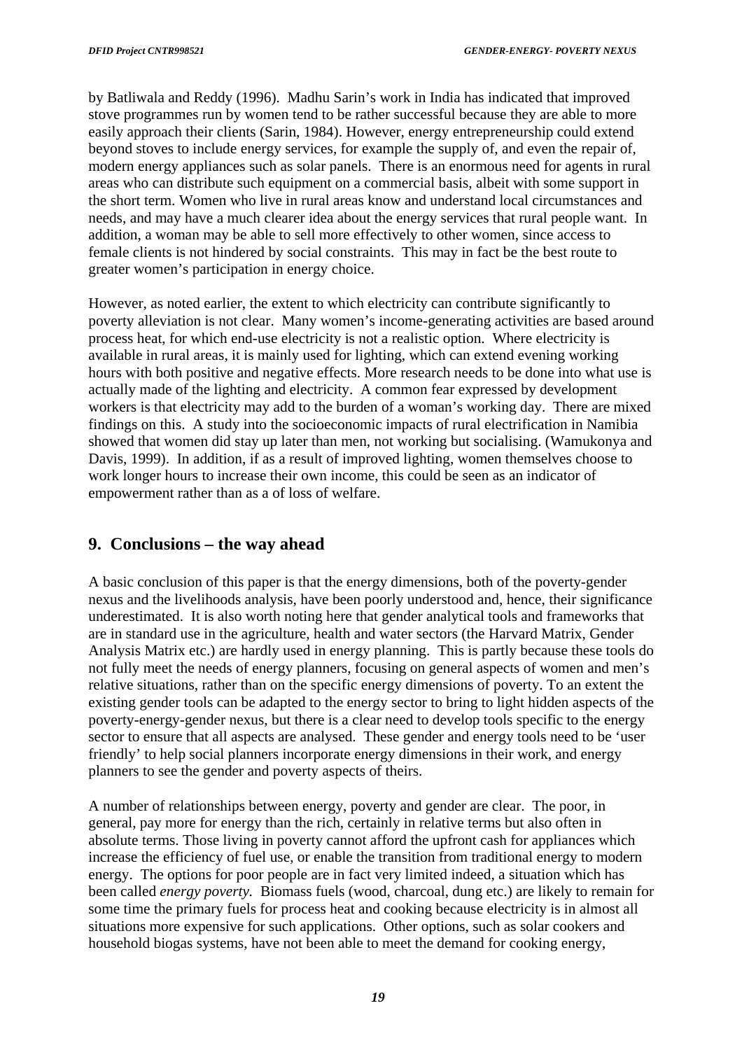by Batliwala and Reddy (1996). Madhu Sarin's work in India has indicated that improved stove programmes run by women tend to be rather successful because they are able to more easily approach their clients (Sarin, 1984). However, energy entrepreneurship could extend beyond stoves to include energy services, for example the supply of, and even the repair of, modern energy appliances such as solar panels. There is an enormous need for agents in rural areas who can distribute such equipment on a commercial basis, albeit with some support in the short term. Women who live in rural areas know and understand local circumstances and needs, and may have a much clearer idea about the energy services that rural people want. In addition, a woman may be able to sell more effectively to other women, since access to female clients is not hindered by social constraints. This may in fact be the best route to greater women's participation in energy choice.

However, as noted earlier, the extent to which electricity can contribute significantly to poverty alleviation is not clear. Many women's income-generating activities are based around process heat, for which end-use electricity is not a realistic option. Where electricity is available in rural areas, it is mainly used for lighting, which can extend evening working hours with both positive and negative effects. More research needs to be done into what use is actually made of the lighting and electricity. A common fear expressed by development workers is that electricity may add to the burden of a woman's working day. There are mixed findings on this. A study into the socioeconomic impacts of rural electrification in Namibia showed that women did stay up later than men, not working but socialising. (Wamukonya and Davis, 1999). In addition, if as a result of improved lighting, women themselves choose to work longer hours to increase their own income, this could be seen as an indicator of empowerment rather than as a of loss of welfare.

## 9. Conclusions – the way ahead

A basic conclusion of this paper is that the energy dimensions, both of the poverty-gender nexus and the livelihoods analysis, have been poorly understood and, hence, their significance underestimated. It is also worth noting here that gender analytical tools and frameworks that are in standard use in the agriculture, health and water sectors (the Harvard Matrix, Gender Analysis Matrix etc.) are hardly used in energy planning. This is partly because these tools do not fully meet the needs of energy planners, focusing on general aspects of women and men's relative situations, rather than on the specific energy dimensions of poverty. To an extent the existing gender tools can be adapted to the energy sector to bring to light hidden aspects of the poverty-energy-gender nexus, but there is a clear need to develop tools specific to the energy sector to ensure that all aspects are analysed. These gender and energy tools need to be 'user friendly' to help social planners incorporate energy dimensions in their work, and energy planners to see the gender and poverty aspects of theirs.

A number of relationships between energy, poverty and gender are clear. The poor, in general, pay more for energy than the rich, certainly in relative terms but also often in absolute terms. Those living in poverty cannot afford the upfront cash for appliances which increase the efficiency of fuel use, or enable the transition from traditional energy to modern energy. The options for poor people are in fact very limited indeed, a situation which has been called *energy poverty*. Biomass fuels (wood, charcoal, dung etc.) are likely to remain for some time the primary fuels for process heat and cooking because electricity is in almost all situations more expensive for such applications. Other options, such as solar cookers and household biogas systems, have not been able to meet the demand for cooking energy,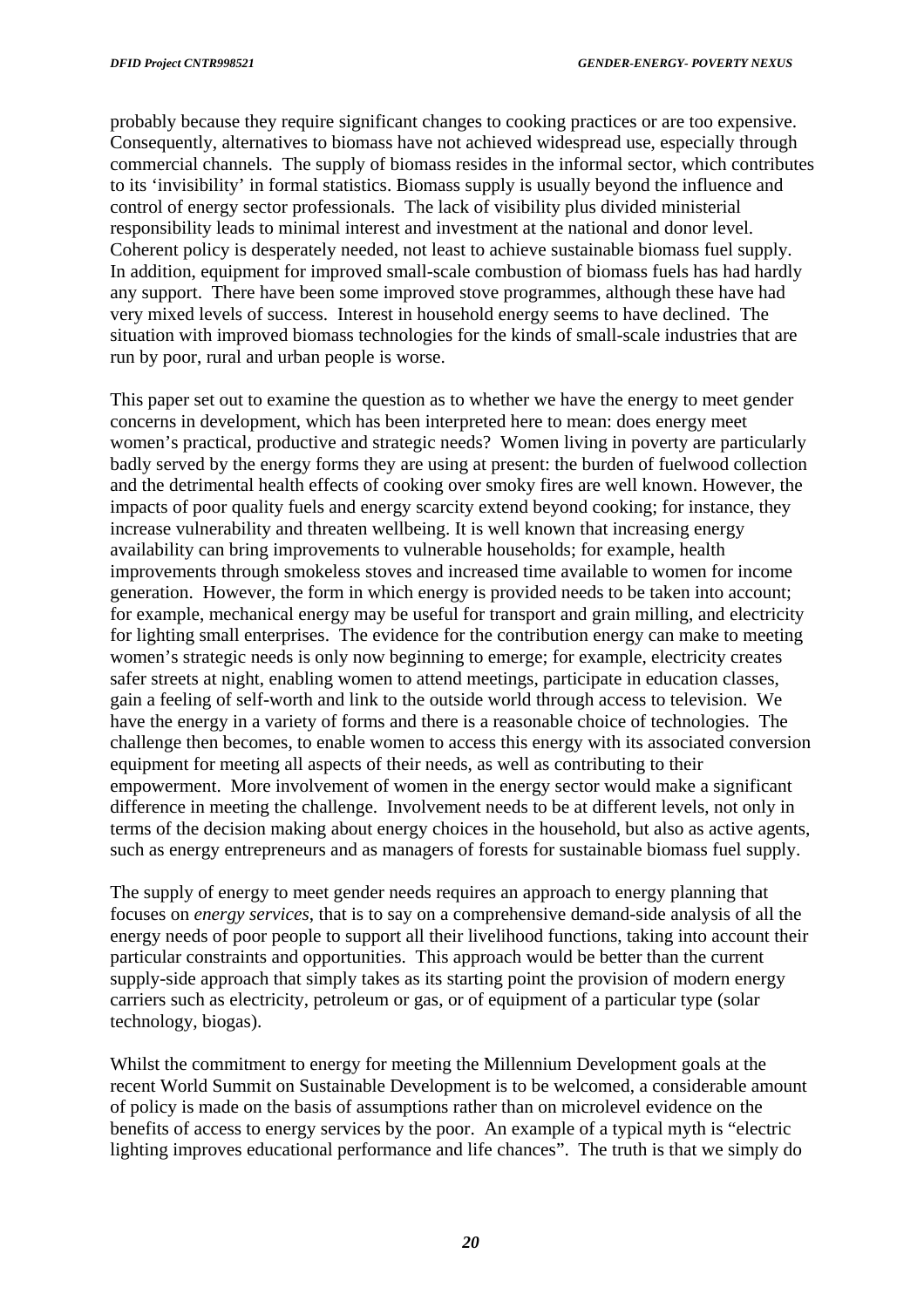probably because they require significant changes to cooking practices or are too expensive. Consequently, alternatives to biomass have not achieved widespread use, especially through commercial channels. The supply of biomass resides in the informal sector, which contributes to its 'invisibility' in formal statistics. Biomass supply is usually beyond the influence and control of energy sector professionals. The lack of visibility plus divided ministerial responsibility leads to minimal interest and investment at the national and donor level. Coherent policy is desperately needed, not least to achieve sustainable biomass fuel supply. In addition, equipment for improved small-scale combustion of biomass fuels has had hardly any support. There have been some improved stove programmes, although these have had very mixed levels of success. Interest in household energy seems to have declined. The situation with improved biomass technologies for the kinds of small-scale industries that are run by poor, rural and urban people is worse.

This paper set out to examine the question as to whether we have the energy to meet gender concerns in development, which has been interpreted here to mean: does energy meet women's practical, productive and strategic needs? Women living in poverty are particularly badly served by the energy forms they are using at present: the burden of fuelwood collection and the detrimental health effects of cooking over smoky fires are well known. However, the impacts of poor quality fuels and energy scarcity extend beyond cooking; for instance, they increase vulnerability and threaten wellbeing. It is well known that increasing energy availability can bring improvements to vulnerable households; for example, health improvements through smokeless stoves and increased time available to women for income generation. However, the form in which energy is provided needs to be taken into account; for example, mechanical energy may be useful for transport and grain milling, and electricity for lighting small enterprises. The evidence for the contribution energy can make to meeting women's strategic needs is only now beginning to emerge; for example, electricity creates safer streets at night, enabling women to attend meetings, participate in education classes, gain a feeling of self-worth and link to the outside world through access to television. We have the energy in a variety of forms and there is a reasonable choice of technologies. The challenge then becomes, to enable women to access this energy with its associated conversion equipment for meeting all aspects of their needs, as well as contributing to their empowerment. More involvement of women in the energy sector would make a significant difference in meeting the challenge. Involvement needs to be at different levels, not only in terms of the decision making about energy choices in the household, but also as active agents, such as energy entrepreneurs and as managers of forests for sustainable biomass fuel supply.

The supply of energy to meet gender needs requires an approach to energy planning that focuses on *energy services*, that is to say on a comprehensive demand-side analysis of all the energy needs of poor people to support all their livelihood functions, taking into account their particular constraints and opportunities. This approach would be better than the current supply-side approach that simply takes as its starting point the provision of modern energy carriers such as electricity, petroleum or gas, or of equipment of a particular type (solar technology, biogas).

Whilst the commitment to energy for meeting the Millennium Development goals at the recent World Summit on Sustainable Development is to be welcomed, a considerable amount of policy is made on the basis of assumptions rather than on microlevel evidence on the benefits of access to energy services by the poor. An example of a typical myth is "electric lighting improves educational performance and life chances". The truth is that we simply do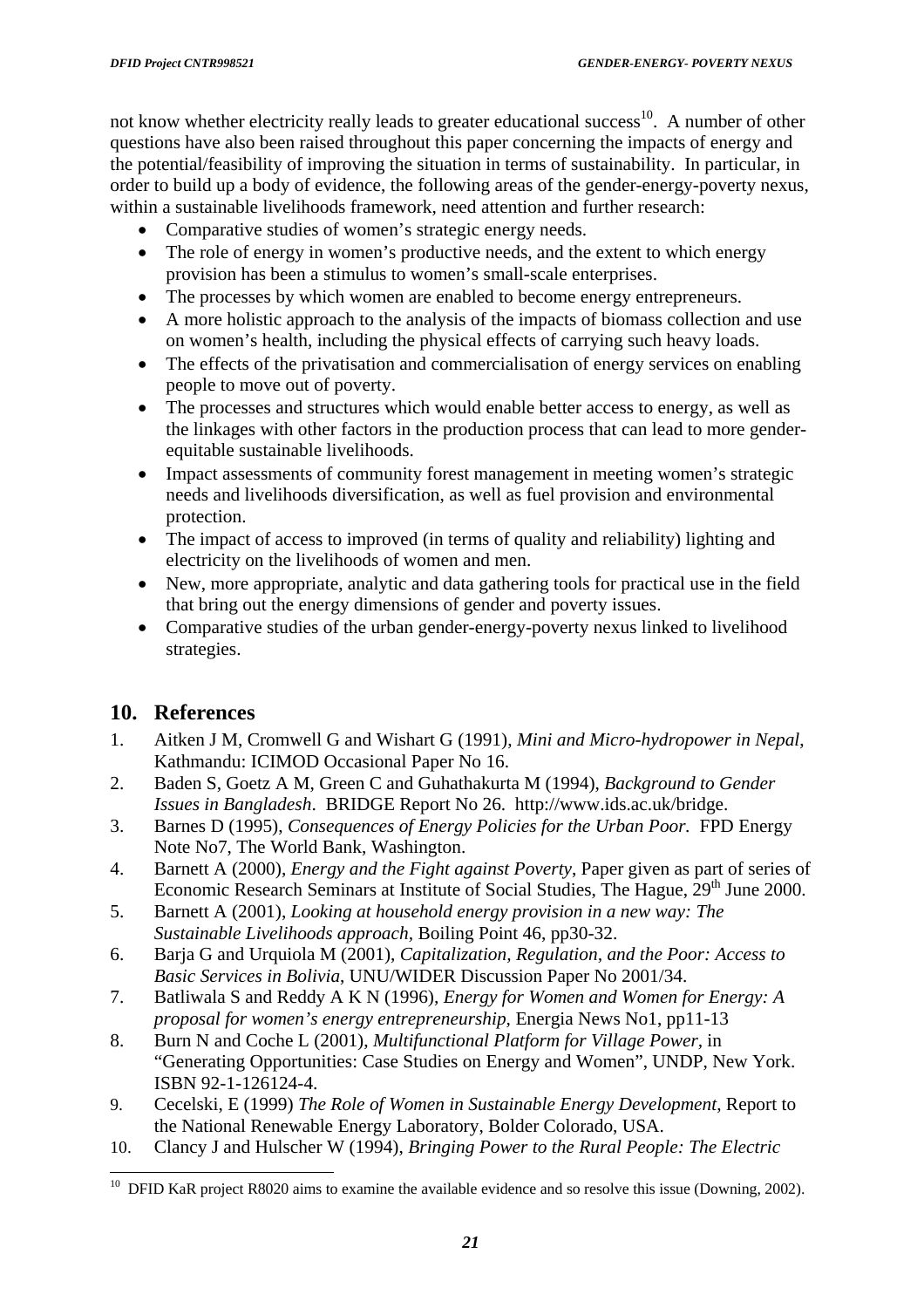not know whether electricity really leads to greater educational success[10]. A number of other questions have also been raised throughout this paper concerning the impacts of energy and the potential/feasibility of improving the situation in terms of sustainability. In particular, in order to build up a body of evidence, the following areas of the gender-energy-poverty nexus, within a sustainable livelihoods framework, need attention and further research:

- Comparative studies of women's strategic energy needs.
- The role of energy in women's productive needs, and the extent to which energy provision has been a stimulus to women's small-scale enterprises.
- The processes by which women are enabled to become energy entrepreneurs.
- A more holistic approach to the analysis of the impacts of biomass collection and use on women's health, including the physical effects of carrying such heavy loads.
- The effects of the privatisation and commercialisation of energy services on enabling people to move out of poverty.
- The processes and structures which would enable better access to energy, as well as the linkages with other factors in the production process that can lead to more gender-equitable sustainable livelihoods.
- Impact assessments of community forest management in meeting women's strategic needs and livelihoods diversification, as well as fuel provision and environmental protection.
- The impact of access to improved (in terms of quality and reliability) lighting and electricity on the livelihoods of women and men.
- New, more appropriate, analytic and data gathering tools for practical use in the field that bring out the energy dimensions of gender and poverty issues.
- Comparative studies of the urban gender-energy-poverty nexus linked to livelihood strategies.

## 10. References

1. Aitken J M, Cromwell G and Wishart G (1991), *Mini and Micro-hydropower in Nepal*, Kathmandu: ICIMOD Occasional Paper No 16.
2. Baden S, Goetz A M, Green C and Guhathakurta M (1994), *Background to Gender Issues in Bangladesh*. BRIDGE Report No 26. http://www.ids.ac.uk/bridge.
3. Barnes D (1995), *Consequences of Energy Policies for the Urban Poor.* FPD Energy Note No7, The World Bank, Washington.
4. Barnett A (2000), *Energy and the Fight against Poverty*, Paper given as part of series of Economic Research Seminars at Institute of Social Studies, The Hague, 29th June 2000.
5. Barnett A (2001), *Looking at household energy provision in a new way: The Sustainable Livelihoods approach*, Boiling Point 46, pp30-32.
6. Barja G and Urquiola M (2001), *Capitalization, Regulation, and the Poor: Access to Basic Services in Bolivia*, UNU/WIDER Discussion Paper No 2001/34.
7. Batliwala S and Reddy A K N (1996), *Energy for Women and Women for Energy: A proposal for women's energy entrepreneurship,* Energia News No1, pp11-13
8. Burn N and Coche L (2001), *Multifunctional Platform for Village Power,* in "Generating Opportunities: Case Studies on Energy and Women", UNDP, New York. ISBN 92-1-126124-4.
9. Cecelski, E (1999) *The Role of Women in Sustainable Energy Development*, Report to the National Renewable Energy Laboratory, Bolder Colorado, USA.
10. Clancy J and Hulscher W (1994), *Bringing Power to the Rural People: The Electric*

[10] DFID KaR project R8020 aims to examine the available evidence and so resolve this issue (Downing, 2002).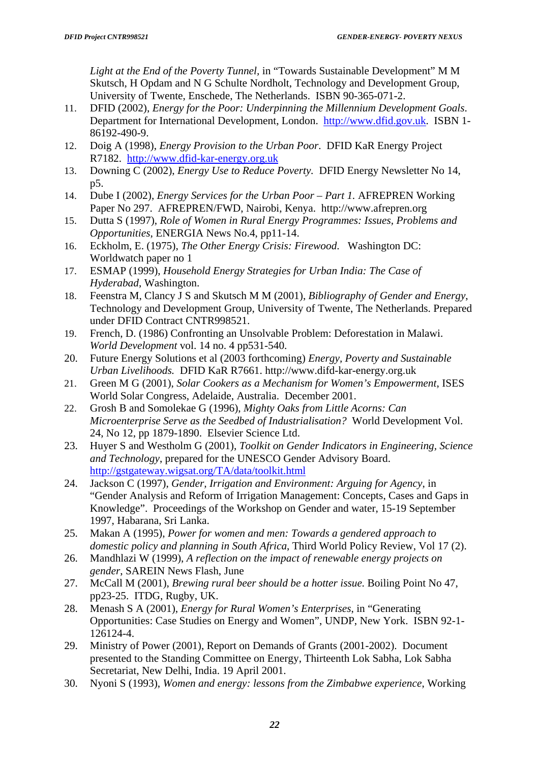*Light at the End of the Poverty Tunnel*, in "Towards Sustainable Development" M M Skutsch, H Opdam and N G Schulte Nordholt, Technology and Development Group, University of Twente, Enschede, The Netherlands. ISBN 90-365-071-2.

11. DFID (2002), *Energy for the Poor: Underpinning the Millennium Development Goals*. Department for International Development, London. http://www.dfid.gov.uk. ISBN 1-86192-490-9.
12. Doig A (1998), *Energy Provision to the Urban Poor*. DFID KaR Energy Project R7182. http://www.dfid-kar-energy.org.uk
13. Downing C (2002), *Energy Use to Reduce Poverty*. DFID Energy Newsletter No 14, p5.
14. Dube I (2002), *Energy Services for the Urban Poor – Part 1.* AFREPREN Working Paper No 297. AFREPREN/FWD, Nairobi, Kenya. http://www.afrepren.org
15. Dutta S (1997), *Role of Women in Rural Energy Programmes: Issues, Problems and Opportunities*, ENERGIA News No.4, pp11-14.
16. Eckholm, E. (1975), *The Other Energy Crisis: Firewood*. Washington DC: Worldwatch paper no 1
17. ESMAP (1999), *Household Energy Strategies for Urban India: The Case of Hyderabad*, Washington.
18. Feenstra M, Clancy J S and Skutsch M M (2001), *Bibliography of Gender and Energy*, Technology and Development Group, University of Twente, The Netherlands. Prepared under DFID Contract CNTR998521.
19. French, D. (1986) Confronting an Unsolvable Problem: Deforestation in Malawi. *World Development* vol. 14 no. 4 pp531-540.
20. Future Energy Solutions et al (2003 forthcoming) *Energy, Poverty and Sustainable Urban Livelihoods.* DFID KaR R7661. http://www.difd-kar-energy.org.uk
21. Green M G (2001), *Solar Cookers as a Mechanism for Women's Empowerment*, ISES World Solar Congress, Adelaide, Australia. December 2001.
22. Grosh B and Somolekae G (1996), *Mighty Oaks from Little Acorns: Can Microenterprise Serve as the Seedbed of Industrialisation?* World Development Vol. 24, No 12, pp 1879-1890. Elsevier Science Ltd.
23. Huyer S and Westholm G (2001), *Toolkit on Gender Indicators in Engineering, Science and Technology*, prepared for the UNESCO Gender Advisory Board. http://gstgateway.wigsat.org/TA/data/toolkit.html
24. Jackson C (1997), *Gender, Irrigation and Environment: Arguing for Agency*, in "Gender Analysis and Reform of Irrigation Management: Concepts, Cases and Gaps in Knowledge". Proceedings of the Workshop on Gender and water, 15-19 September 1997, Habarana, Sri Lanka.
25. Makan A (1995), *Power for women and men: Towards a gendered approach to domestic policy and planning in South Africa*, Third World Policy Review, Vol 17 (2).
26. Mandhlazi W (1999), *A reflection on the impact of renewable energy projects on gender*, SAREIN News Flash, June
27. McCall M (2001), *Brewing rural beer should be a hotter issue.* Boiling Point No 47, pp23-25. ITDG, Rugby, UK.
28. Menash S A (2001), *Energy for Rural Women's Enterprises*, in "Generating Opportunities: Case Studies on Energy and Women", UNDP, New York. ISBN 92-1-126124-4.
29. Ministry of Power (2001), Report on Demands of Grants (2001-2002). Document presented to the Standing Committee on Energy, Thirteenth Lok Sabha, Lok Sabha Secretariat, New Delhi, India. 19 April 2001.
30. Nyoni S (1993), *Women and energy: lessons from the Zimbabwe experience*, Working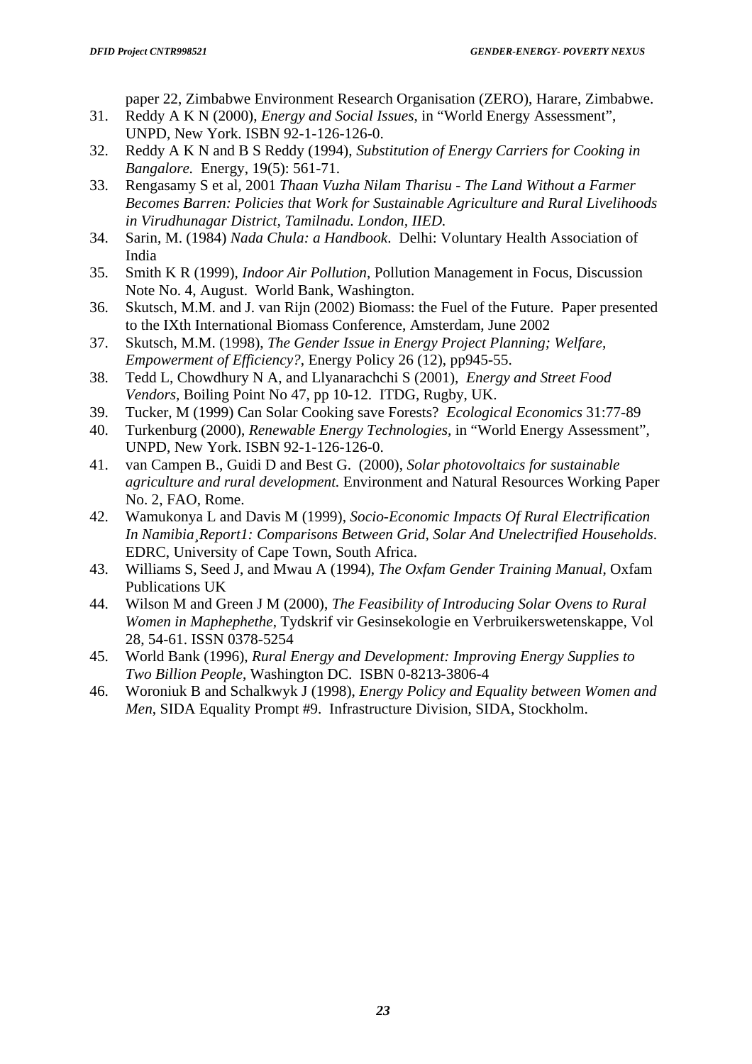paper 22, Zimbabwe Environment Research Organisation (ZERO), Harare, Zimbabwe.

31. Reddy A K N (2000), *Energy and Social Issues*, in "World Energy Assessment", UNPD, New York. ISBN 92-1-126-126-0.
32. Reddy A K N and B S Reddy (1994), *Substitution of Energy Carriers for Cooking in Bangalore.* Energy, 19(5): 561-71.
33. Rengasamy S et al, 2001 *Thaan Vuzha Nilam Tharisu - The Land Without a Farmer Becomes Barren: Policies that Work for Sustainable Agriculture and Rural Livelihoods in Virudhunagar District, Tamilnadu. London, IIED.*
34. Sarin, M. (1984) *Nada Chula: a Handbook*. Delhi: Voluntary Health Association of India
35. Smith K R (1999), *Indoor Air Pollution*, Pollution Management in Focus, Discussion Note No. 4, August. World Bank, Washington.
36. Skutsch, M.M. and J. van Rijn (2002) Biomass: the Fuel of the Future. Paper presented to the IXth International Biomass Conference, Amsterdam, June 2002
37. Skutsch, M.M. (1998), *The Gender Issue in Energy Project Planning; Welfare, Empowerment of Efficiency?*, Energy Policy 26 (12), pp945-55.
38. Tedd L, Chowdhury N A, and Llyanarachchi S (2001), *Energy and Street Food Vendors*, Boiling Point No 47, pp 10-12. ITDG, Rugby, UK.
39. Tucker, M (1999) Can Solar Cooking save Forests? *Ecological Economics* 31:77-89
40. Turkenburg (2000), *Renewable Energy Technologies*, in "World Energy Assessment", UNPD, New York. ISBN 92-1-126-126-0.
41. van Campen B., Guidi D and Best G. (2000), *Solar photovoltaics for sustainable agriculture and rural development.* Environment and Natural Resources Working Paper No. 2, FAO, Rome.
42. Wamukonya L and Davis M (1999), *Socio-Economic Impacts Of Rural Electrification In Namibia¸Report1: Comparisons Between Grid, Solar And Unelectrified Households*. EDRC, University of Cape Town, South Africa.
43. Williams S, Seed J, and Mwau A (1994), *The Oxfam Gender Training Manual*, Oxfam Publications UK
44. Wilson M and Green J M (2000), *The Feasibility of Introducing Solar Ovens to Rural Women in Maphephethe*, Tydskrif vir Gesinsekologie en Verbruikerswetenskappe, Vol 28, 54-61. ISSN 0378-5254
45. World Bank (1996), *Rural Energy and Development: Improving Energy Supplies to Two Billion People*, Washington DC. ISBN 0-8213-3806-4
46. Woroniuk B and Schalkwyk J (1998), *Energy Policy and Equality between Women and Men*, SIDA Equality Prompt #9. Infrastructure Division, SIDA, Stockholm.